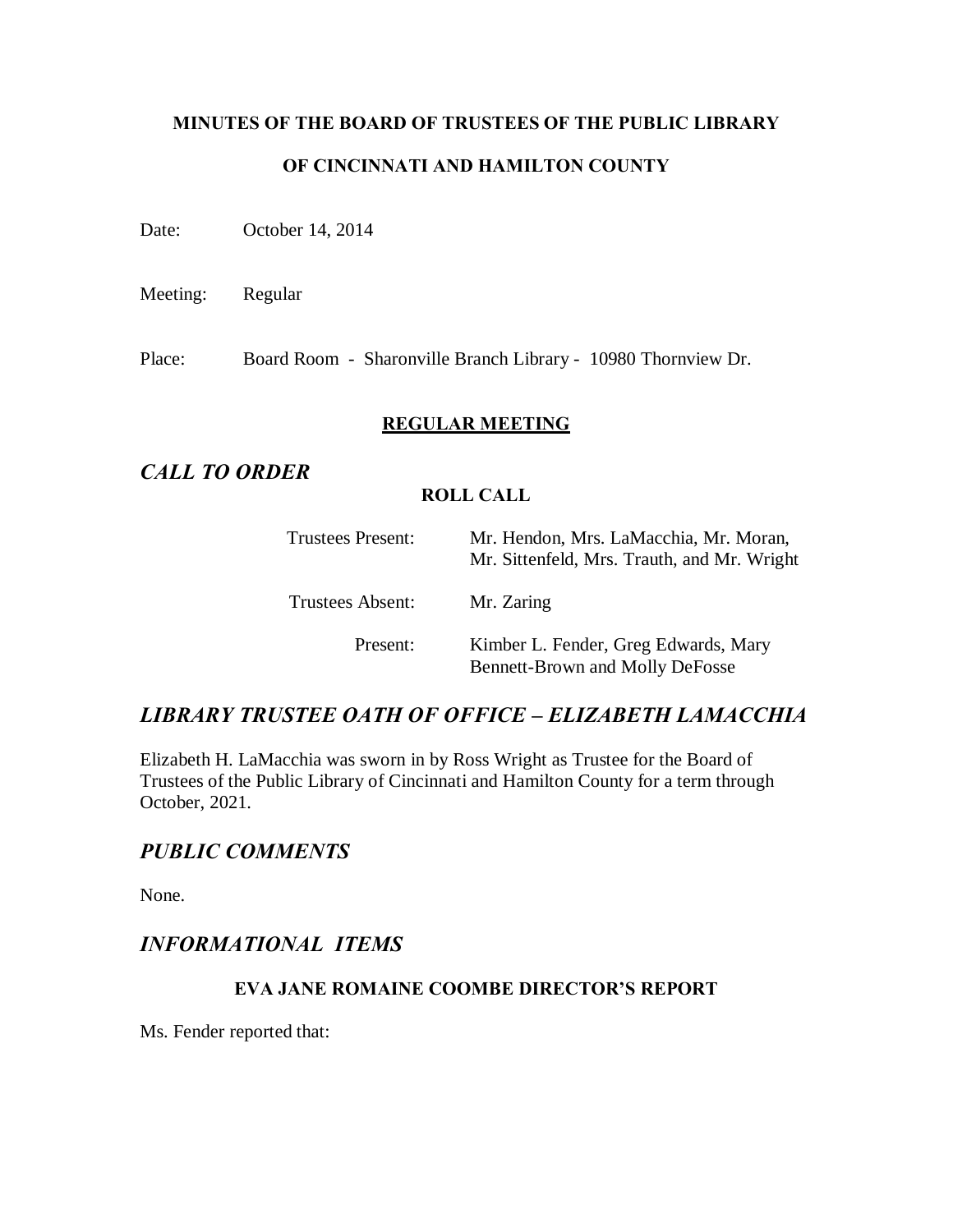**MINUTES OF THE BOARD OF TRUSTEES OF THE PUBLIC LIBRARY**

**OF CINCINNATI AND HAMILTON COUNTY**

Date: October 14, 2014

Meeting: Regular

Place: Board Room - Sharonville Branch Library - 10980 Thornview Dr.

## REGULAR MEETING

## *CALL TO ORDER*

### ROLL CALL

| | |
|---|---|
| Trustees Present: | Mr. Hendon, Mrs. LaMacchia, Mr. Moran, Mr. Sittenfeld, Mrs. Trauth, and Mr. Wright |
| Trustees Absent: | Mr. Zaring |
| Present: | Kimber L. Fender, Greg Edwards, Mary Bennett-Brown and Molly DeFosse |

## *LIBRARY TRUSTEE OATH OF OFFICE – ELIZABETH LAMACCHIA*

Elizabeth H. LaMacchia was sworn in by Ross Wright as Trustee for the Board of Trustees of the Public Library of Cincinnati and Hamilton County for a term through October, 2021.

## *PUBLIC COMMENTS*

None.

## *INFORMATIONAL ITEMS*

### EVA JANE ROMAINE COOMBE DIRECTOR'S REPORT

Ms. Fender reported that: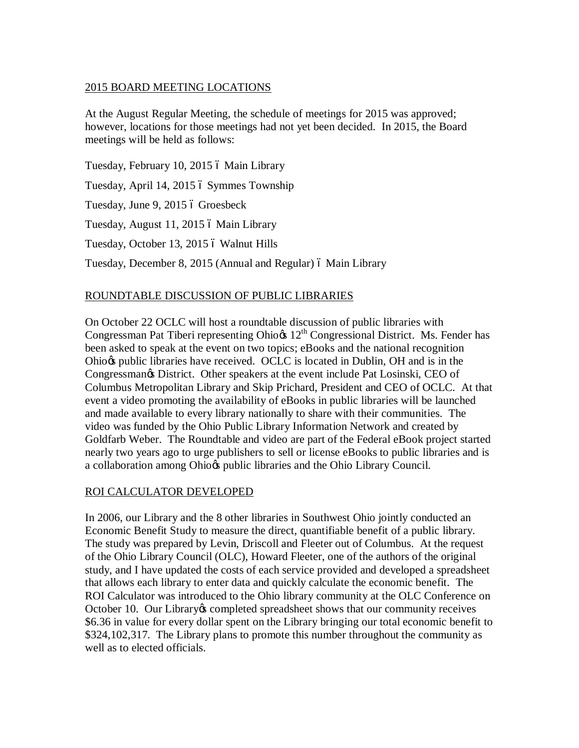## 2015 BOARD MEETING LOCATIONS

At the August Regular Meeting, the schedule of meetings for 2015 was approved; however, locations for those meetings had not yet been decided. In 2015, the Board meetings will be held as follows:

Tuesday, February 10, 2015 – Main Library

Tuesday, April 14, 2015 – Symmes Township

Tuesday, June 9, 2015 – Groesbeck

Tuesday, August 11, 2015 – Main Library

Tuesday, October 13, 2015 – Walnut Hills

Tuesday, December 8, 2015 (Annual and Regular) – Main Library

## ROUNDTABLE DISCUSSION OF PUBLIC LIBRARIES

On October 22 OCLC will host a roundtable discussion of public libraries with Congressman Pat Tiberi representing Ohio's 12th Congressional District. Ms. Fender has been asked to speak at the event on two topics; eBooks and the national recognition Ohio's public libraries have received. OCLC is located in Dublin, OH and is in the Congressman's District. Other speakers at the event include Pat Losinski, CEO of Columbus Metropolitan Library and Skip Prichard, President and CEO of OCLC. At that event a video promoting the availability of eBooks in public libraries will be launched and made available to every library nationally to share with their communities. The video was funded by the Ohio Public Library Information Network and created by Goldfarb Weber. The Roundtable and video are part of the Federal eBook project started nearly two years ago to urge publishers to sell or license eBooks to public libraries and is a collaboration among Ohio's public libraries and the Ohio Library Council.

## ROI CALCULATOR DEVELOPED

In 2006, our Library and the 8 other libraries in Southwest Ohio jointly conducted an Economic Benefit Study to measure the direct, quantifiable benefit of a public library. The study was prepared by Levin, Driscoll and Fleeter out of Columbus. At the request of the Ohio Library Council (OLC), Howard Fleeter, one of the authors of the original study, and I have updated the costs of each service provided and developed a spreadsheet that allows each library to enter data and quickly calculate the economic benefit. The ROI Calculator was introduced to the Ohio library community at the OLC Conference on October 10. Our Library's completed spreadsheet shows that our community receives $6.36 in value for every dollar spent on the Library bringing our total economic benefit to $324,102,317. The Library plans to promote this number throughout the community as well as to elected officials.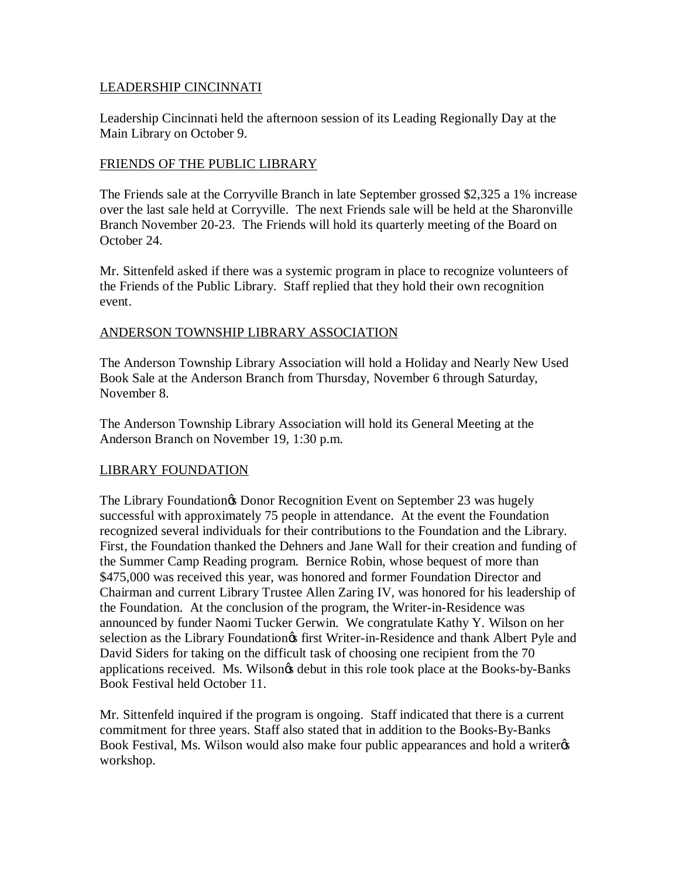## LEADERSHIP CINCINNATI

Leadership Cincinnati held the afternoon session of its Leading Regionally Day at the Main Library on October 9.

## FRIENDS OF THE PUBLIC LIBRARY

The Friends sale at the Corryville Branch in late September grossed $2,325 a 1% increase over the last sale held at Corryville. The next Friends sale will be held at the Sharonville Branch November 20-23. The Friends will hold its quarterly meeting of the Board on October 24.

Mr. Sittenfeld asked if there was a systemic program in place to recognize volunteers of the Friends of the Public Library. Staff replied that they hold their own recognition event.

## ANDERSON TOWNSHIP LIBRARY ASSOCIATION

The Anderson Township Library Association will hold a Holiday and Nearly New Used Book Sale at the Anderson Branch from Thursday, November 6 through Saturday, November 8.

The Anderson Township Library Association will hold its General Meeting at the Anderson Branch on November 19, 1:30 p.m.

## LIBRARY FOUNDATION

The Library Foundation's Donor Recognition Event on September 23 was hugely successful with approximately 75 people in attendance. At the event the Foundation recognized several individuals for their contributions to the Foundation and the Library. First, the Foundation thanked the Dehners and Jane Wall for their creation and funding of the Summer Camp Reading program. Bernice Robin, whose bequest of more than $475,000 was received this year, was honored and former Foundation Director and Chairman and current Library Trustee Allen Zaring IV, was honored for his leadership of the Foundation. At the conclusion of the program, the Writer-in-Residence was announced by funder Naomi Tucker Gerwin. We congratulate Kathy Y. Wilson on her selection as the Library Foundation's first Writer-in-Residence and thank Albert Pyle and David Siders for taking on the difficult task of choosing one recipient from the 70 applications received. Ms. Wilson's debut in this role took place at the Books-by-Banks Book Festival held October 11.

Mr. Sittenfeld inquired if the program is ongoing. Staff indicated that there is a current commitment for three years. Staff also stated that in addition to the Books-By-Banks Book Festival, Ms. Wilson would also make four public appearances and hold a writer's workshop.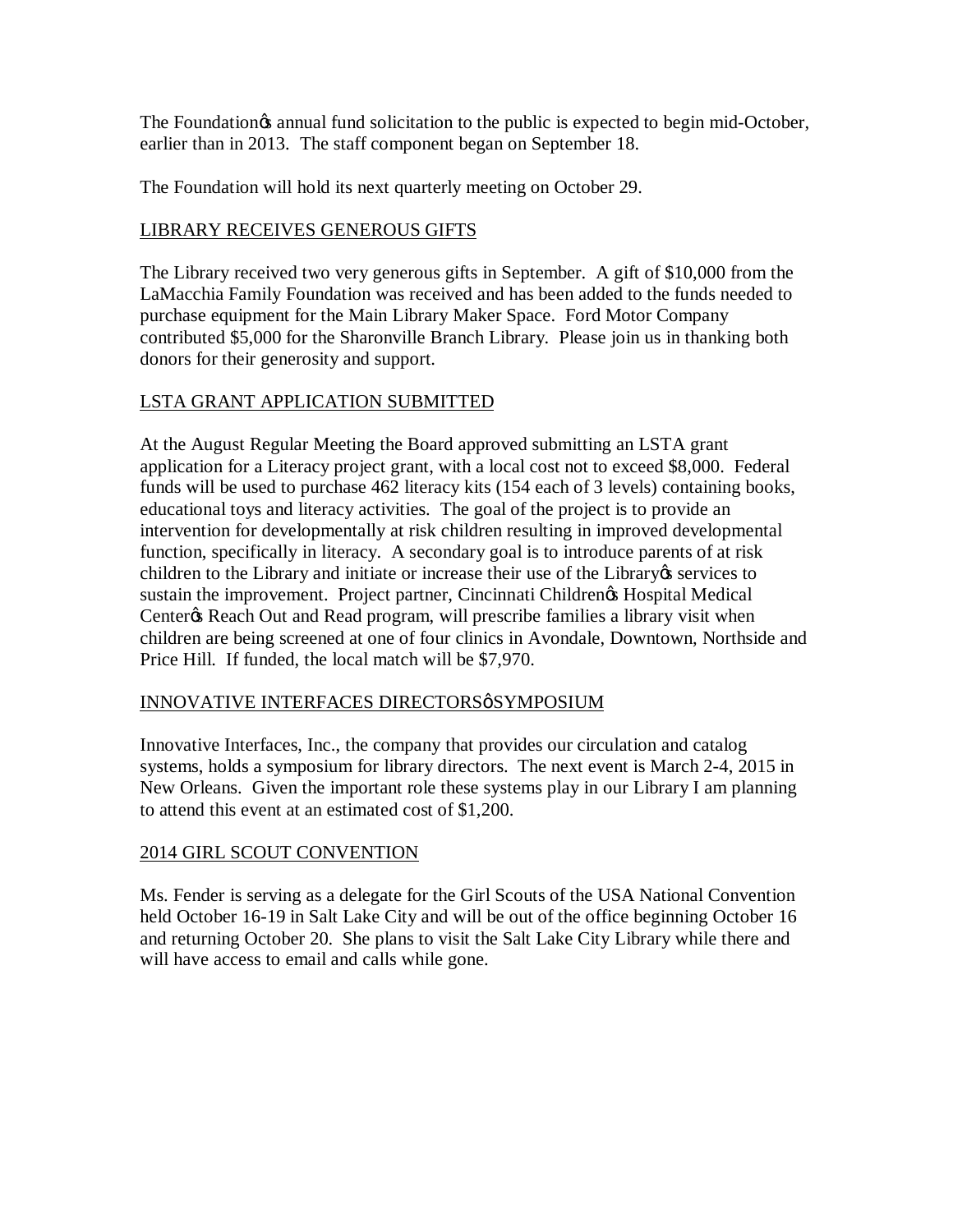The Foundation's annual fund solicitation to the public is expected to begin mid-October, earlier than in 2013. The staff component began on September 18.

The Foundation will hold its next quarterly meeting on October 29.

## LIBRARY RECEIVES GENEROUS GIFTS

The Library received two very generous gifts in September. A gift of $10,000 from the LaMacchia Family Foundation was received and has been added to the funds needed to purchase equipment for the Main Library Maker Space. Ford Motor Company contributed $5,000 for the Sharonville Branch Library. Please join us in thanking both donors for their generosity and support.

## LSTA GRANT APPLICATION SUBMITTED

At the August Regular Meeting the Board approved submitting an LSTA grant application for a Literacy project grant, with a local cost not to exceed $8,000. Federal funds will be used to purchase 462 literacy kits (154 each of 3 levels) containing books, educational toys and literacy activities. The goal of the project is to provide an intervention for developmentally at risk children resulting in improved developmental function, specifically in literacy. A secondary goal is to introduce parents of at risk children to the Library and initiate or increase their use of the Library's services to sustain the improvement. Project partner, Cincinnati Children's Hospital Medical Center's Reach Out and Read program, will prescribe families a library visit when children are being screened at one of four clinics in Avondale, Downtown, Northside and Price Hill. If funded, the local match will be $7,970.

## INNOVATIVE INTERFACES DIRECTORS' SYMPOSIUM

Innovative Interfaces, Inc., the company that provides our circulation and catalog systems, holds a symposium for library directors. The next event is March 2-4, 2015 in New Orleans. Given the important role these systems play in our Library I am planning to attend this event at an estimated cost of $1,200.

## 2014 GIRL SCOUT CONVENTION

Ms. Fender is serving as a delegate for the Girl Scouts of the USA National Convention held October 16-19 in Salt Lake City and will be out of the office beginning October 16 and returning October 20. She plans to visit the Salt Lake City Library while there and will have access to email and calls while gone.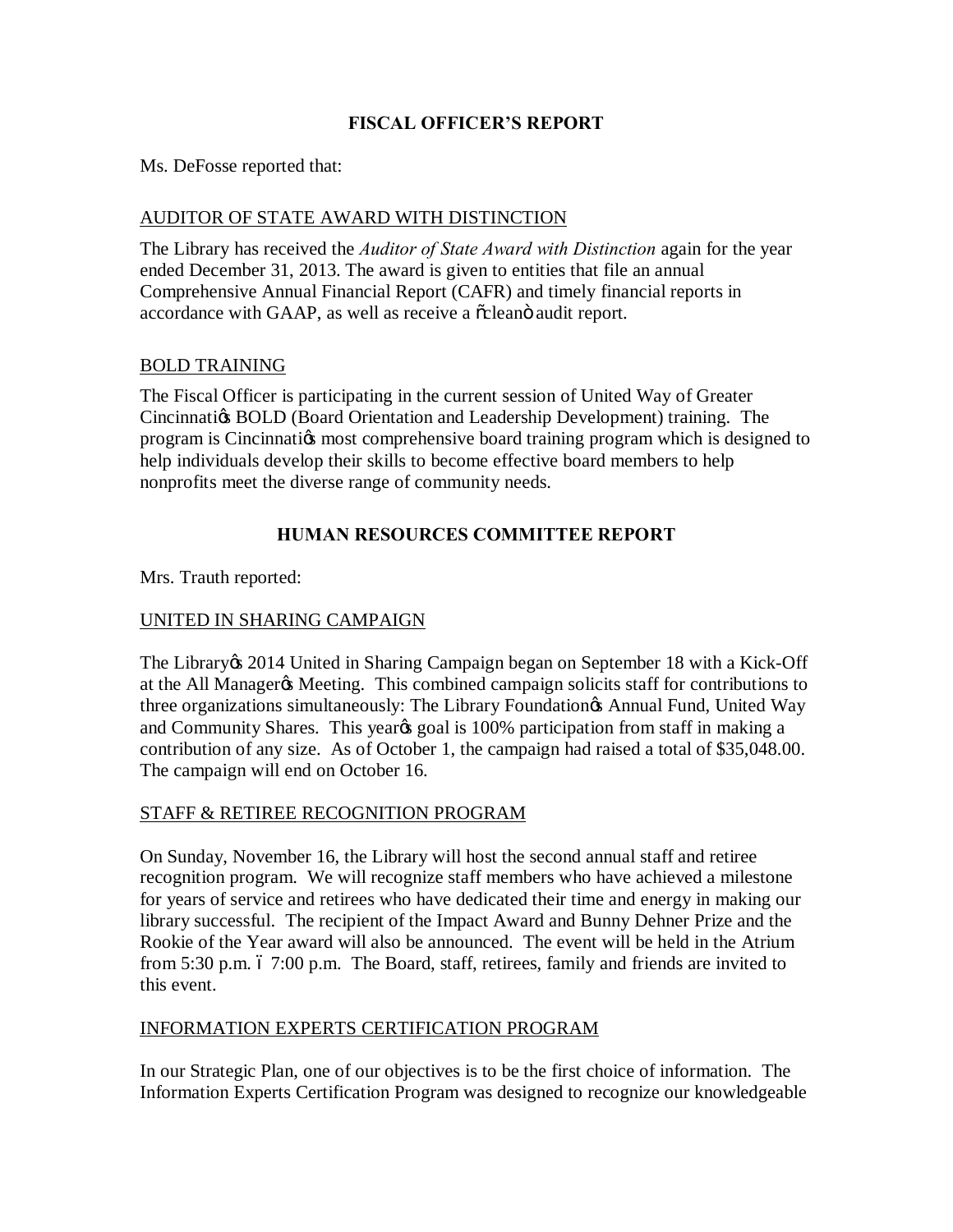## FISCAL OFFICER'S REPORT

Ms. DeFosse reported that:

AUDITOR OF STATE AWARD WITH DISTINCTION

The Library has received the *Auditor of State Award with Distinction* again for the year ended December 31, 2013. The award is given to entities that file an annual Comprehensive Annual Financial Report (CAFR) and timely financial reports in accordance with GAAP, as well as receive a "clean" audit report.

BOLD TRAINING

The Fiscal Officer is participating in the current session of United Way of Greater Cincinnati's BOLD (Board Orientation and Leadership Development) training. The program is Cincinnati's most comprehensive board training program which is designed to help individuals develop their skills to become effective board members to help nonprofits meet the diverse range of community needs.

## HUMAN RESOURCES COMMITTEE REPORT

Mrs. Trauth reported:

UNITED IN SHARING CAMPAIGN

The Library's 2014 United in Sharing Campaign began on September 18 with a Kick-Off at the All Manager's Meeting. This combined campaign solicits staff for contributions to three organizations simultaneously: The Library Foundation's Annual Fund, United Way and Community Shares. This year's goal is 100% participation from staff in making a contribution of any size. As of October 1, the campaign had raised a total of $35,048.00. The campaign will end on October 16.

STAFF & RETIREE RECOGNITION PROGRAM

On Sunday, November 16, the Library will host the second annual staff and retiree recognition program. We will recognize staff members who have achieved a milestone for years of service and retirees who have dedicated their time and energy in making our library successful. The recipient of the Impact Award and Bunny Dehner Prize and the Rookie of the Year award will also be announced. The event will be held in the Atrium from 5:30 p.m. – 7:00 p.m. The Board, staff, retirees, family and friends are invited to this event.

INFORMATION EXPERTS CERTIFICATION PROGRAM

In our Strategic Plan, one of our objectives is to be the first choice of information. The Information Experts Certification Program was designed to recognize our knowledgeable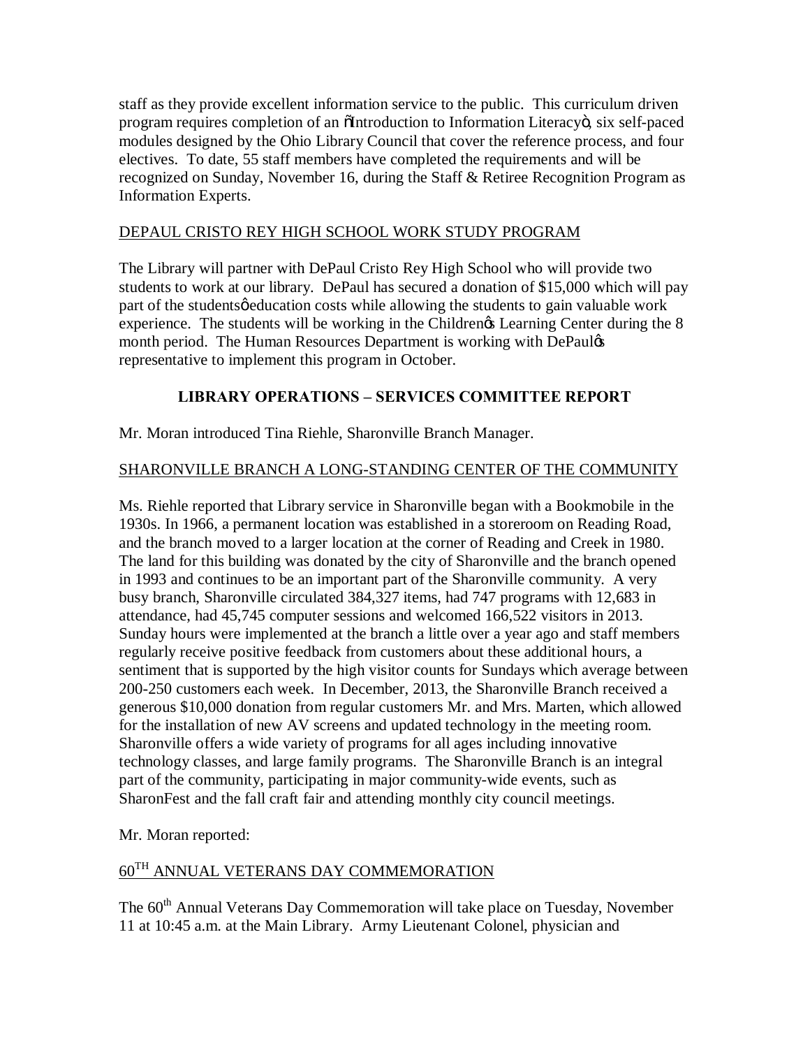staff as they provide excellent information service to the public. This curriculum driven program requires completion of an "Introduction to Information Literacy", six self-paced modules designed by the Ohio Library Council that cover the reference process, and four electives. To date, 55 staff members have completed the requirements and will be recognized on Sunday, November 16, during the Staff & Retiree Recognition Program as Information Experts.

DEPAUL CRISTO REY HIGH SCHOOL WORK STUDY PROGRAM

The Library will partner with DePaul Cristo Rey High School who will provide two students to work at our library. DePaul has secured a donation of $15,000 which will pay part of the students' education costs while allowing the students to gain valuable work experience. The students will be working in the Children's Learning Center during the 8 month period. The Human Resources Department is working with DePaul's representative to implement this program in October.

## LIBRARY OPERATIONS – SERVICES COMMITTEE REPORT

Mr. Moran introduced Tina Riehle, Sharonville Branch Manager.

SHARONVILLE BRANCH A LONG-STANDING CENTER OF THE COMMUNITY

Ms. Riehle reported that Library service in Sharonville began with a Bookmobile in the 1930s. In 1966, a permanent location was established in a storeroom on Reading Road, and the branch moved to a larger location at the corner of Reading and Creek in 1980. The land for this building was donated by the city of Sharonville and the branch opened in 1993 and continues to be an important part of the Sharonville community. A very busy branch, Sharonville circulated 384,327 items, had 747 programs with 12,683 in attendance, had 45,745 computer sessions and welcomed 166,522 visitors in 2013. Sunday hours were implemented at the branch a little over a year ago and staff members regularly receive positive feedback from customers about these additional hours, a sentiment that is supported by the high visitor counts for Sundays which average between 200-250 customers each week. In December, 2013, the Sharonville Branch received a generous $10,000 donation from regular customers Mr. and Mrs. Marten, which allowed for the installation of new AV screens and updated technology in the meeting room. Sharonville offers a wide variety of programs for all ages including innovative technology classes, and large family programs. The Sharonville Branch is an integral part of the community, participating in major community-wide events, such as SharonFest and the fall craft fair and attending monthly city council meetings.

Mr. Moran reported:

60TH ANNUAL VETERANS DAY COMMEMORATION

The 60th Annual Veterans Day Commemoration will take place on Tuesday, November 11 at 10:45 a.m. at the Main Library. Army Lieutenant Colonel, physician and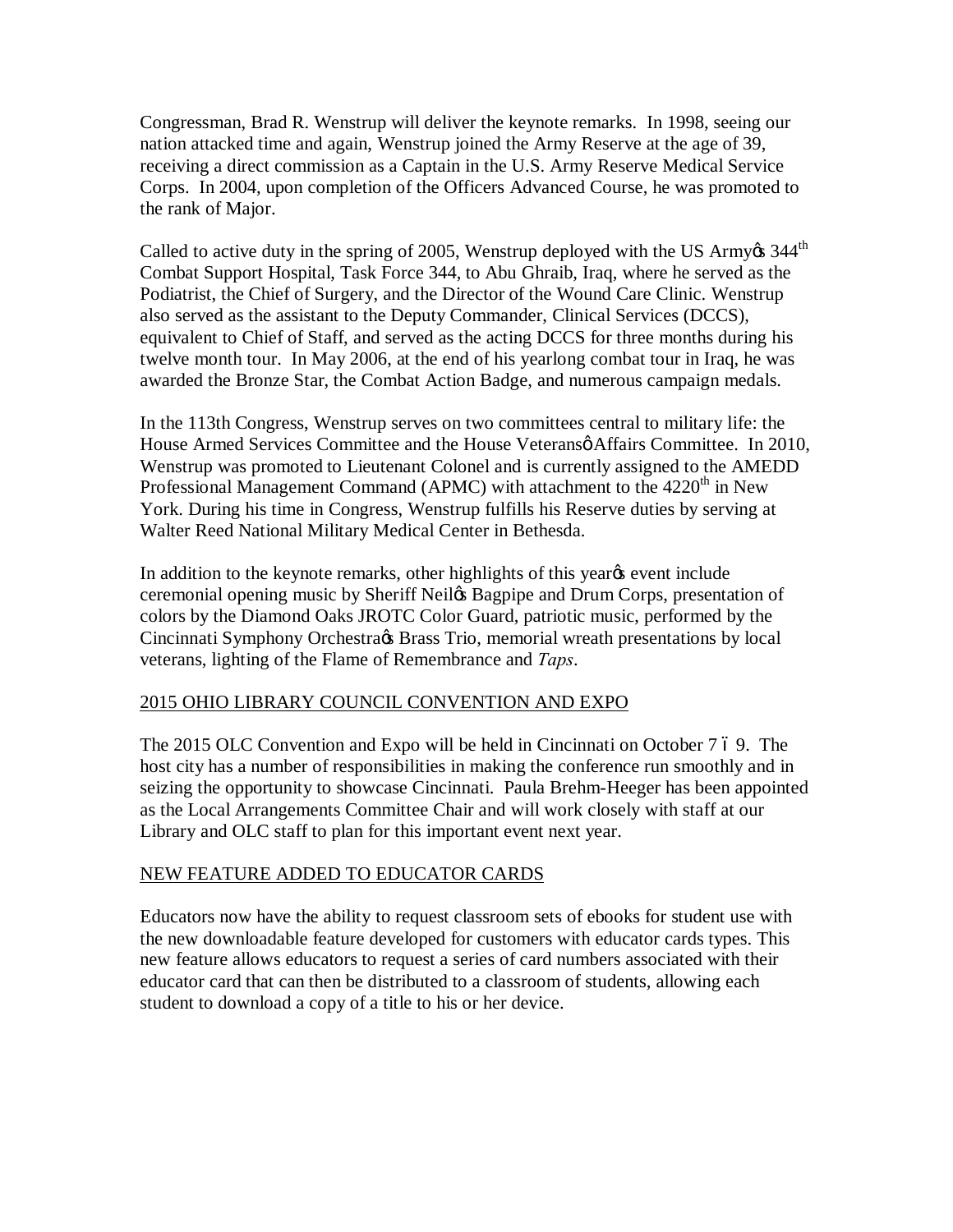Congressman, Brad R. Wenstrup will deliver the keynote remarks. In 1998, seeing our nation attacked time and again, Wenstrup joined the Army Reserve at the age of 39, receiving a direct commission as a Captain in the U.S. Army Reserve Medical Service Corps. In 2004, upon completion of the Officers Advanced Course, he was promoted to the rank of Major.

Called to active duty in the spring of 2005, Wenstrup deployed with the US Army's 344th Combat Support Hospital, Task Force 344, to Abu Ghraib, Iraq, where he served as the Podiatrist, the Chief of Surgery, and the Director of the Wound Care Clinic. Wenstrup also served as the assistant to the Deputy Commander, Clinical Services (DCCS), equivalent to Chief of Staff, and served as the acting DCCS for three months during his twelve month tour. In May 2006, at the end of his yearlong combat tour in Iraq, he was awarded the Bronze Star, the Combat Action Badge, and numerous campaign medals.

In the 113th Congress, Wenstrup serves on two committees central to military life: the House Armed Services Committee and the House Veterans' Affairs Committee. In 2010, Wenstrup was promoted to Lieutenant Colonel and is currently assigned to the AMEDD Professional Management Command (APMC) with attachment to the 4220th in New York. During his time in Congress, Wenstrup fulfills his Reserve duties by serving at Walter Reed National Military Medical Center in Bethesda.

In addition to the keynote remarks, other highlights of this year's event include ceremonial opening music by Sheriff Neil's Bagpipe and Drum Corps, presentation of colors by the Diamond Oaks JROTC Color Guard, patriotic music, performed by the Cincinnati Symphony Orchestra's Brass Trio, memorial wreath presentations by local veterans, lighting of the Flame of Remembrance and *Taps*.

## 2015 OHIO LIBRARY COUNCIL CONVENTION AND EXPO

The 2015 OLC Convention and Expo will be held in Cincinnati on October 7 – 9. The host city has a number of responsibilities in making the conference run smoothly and in seizing the opportunity to showcase Cincinnati. Paula Brehm-Heeger has been appointed as the Local Arrangements Committee Chair and will work closely with staff at our Library and OLC staff to plan for this important event next year.

## NEW FEATURE ADDED TO EDUCATOR CARDS

Educators now have the ability to request classroom sets of ebooks for student use with the new downloadable feature developed for customers with educator cards types. This new feature allows educators to request a series of card numbers associated with their educator card that can then be distributed to a classroom of students, allowing each student to download a copy of a title to his or her device.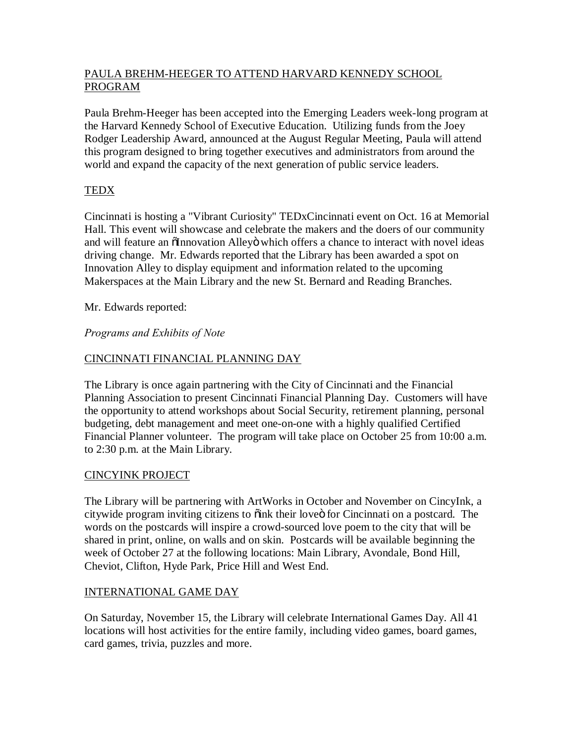PAULA BREHM-HEEGER TO ATTEND HARVARD KENNEDY SCHOOL PROGRAM

Paula Brehm-Heeger has been accepted into the Emerging Leaders week-long program at the Harvard Kennedy School of Executive Education. Utilizing funds from the Joey Rodger Leadership Award, announced at the August Regular Meeting, Paula will attend this program designed to bring together executives and administrators from around the world and expand the capacity of the next generation of public service leaders.

TEDX

Cincinnati is hosting a "Vibrant Curiosity" TEDxCincinnati event on Oct. 16 at Memorial Hall. This event will showcase and celebrate the makers and the doers of our community and will feature an õInnovation Alleyö which offers a chance to interact with novel ideas driving change. Mr. Edwards reported that the Library has been awarded a spot on Innovation Alley to display equipment and information related to the upcoming Makerspaces at the Main Library and the new St. Bernard and Reading Branches.

Mr. Edwards reported:

*Programs and Exhibits of Note*

CINCINNATI FINANCIAL PLANNING DAY

The Library is once again partnering with the City of Cincinnati and the Financial Planning Association to present Cincinnati Financial Planning Day. Customers will have the opportunity to attend workshops about Social Security, retirement planning, personal budgeting, debt management and meet one-on-one with a highly qualified Certified Financial Planner volunteer. The program will take place on October 25 from 10:00 a.m. to 2:30 p.m. at the Main Library.

CINCYINK PROJECT

The Library will be partnering with ArtWorks in October and November on CincyInk, a citywide program inviting citizens to õink their loveö for Cincinnati on a postcard. The words on the postcards will inspire a crowd-sourced love poem to the city that will be shared in print, online, on walls and on skin. Postcards will be available beginning the week of October 27 at the following locations: Main Library, Avondale, Bond Hill, Cheviot, Clifton, Hyde Park, Price Hill and West End.

INTERNATIONAL GAME DAY

On Saturday, November 15, the Library will celebrate International Games Day. All 41 locations will host activities for the entire family, including video games, board games, card games, trivia, puzzles and more.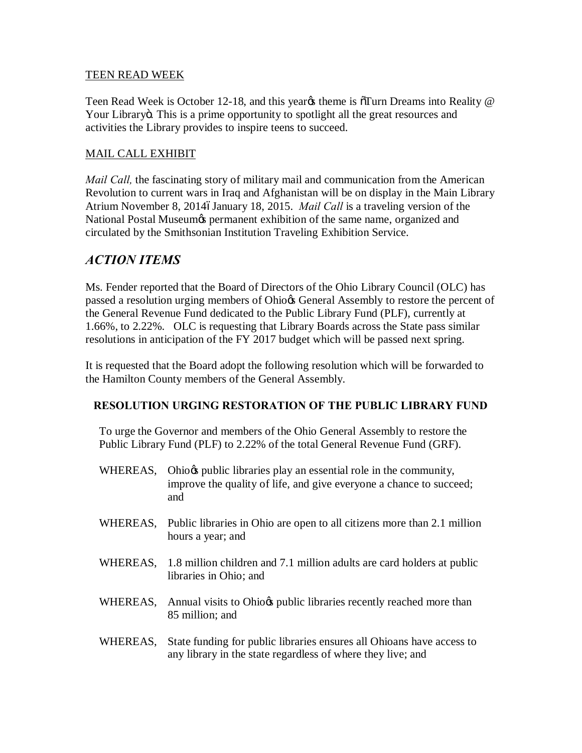TEEN READ WEEK

Teen Read Week is October 12-18, and this year's theme is "Turn Dreams into Reality @ Your Library". This is a prime opportunity to spotlight all the great resources and activities the Library provides to inspire teens to succeed.

MAIL CALL EXHIBIT

*Mail Call,* the fascinating story of military mail and communication from the American Revolution to current wars in Iraq and Afghanistan will be on display in the Main Library Atrium November 8, 2014–January 18, 2015. *Mail Call* is a traveling version of the National Postal Museum's permanent exhibition of the same name, organized and circulated by the Smithsonian Institution Traveling Exhibition Service.

## *ACTION ITEMS*

Ms. Fender reported that the Board of Directors of the Ohio Library Council (OLC) has passed a resolution urging members of Ohio's General Assembly to restore the percent of the General Revenue Fund dedicated to the Public Library Fund (PLF), currently at 1.66%, to 2.22%. OLC is requesting that Library Boards across the State pass similar resolutions in anticipation of the FY 2017 budget which will be passed next spring.

It is requested that the Board adopt the following resolution which will be forwarded to the Hamilton County members of the General Assembly.

### RESOLUTION URGING RESTORATION OF THE PUBLIC LIBRARY FUND

To urge the Governor and members of the Ohio General Assembly to restore the Public Library Fund (PLF) to 2.22% of the total General Revenue Fund (GRF).

WHEREAS, Ohio's public libraries play an essential role in the community, improve the quality of life, and give everyone a chance to succeed; and

WHEREAS, Public libraries in Ohio are open to all citizens more than 2.1 million hours a year; and

WHEREAS, 1.8 million children and 7.1 million adults are card holders at public libraries in Ohio; and

WHEREAS, Annual visits to Ohio's public libraries recently reached more than 85 million; and

WHEREAS, State funding for public libraries ensures all Ohioans have access to any library in the state regardless of where they live; and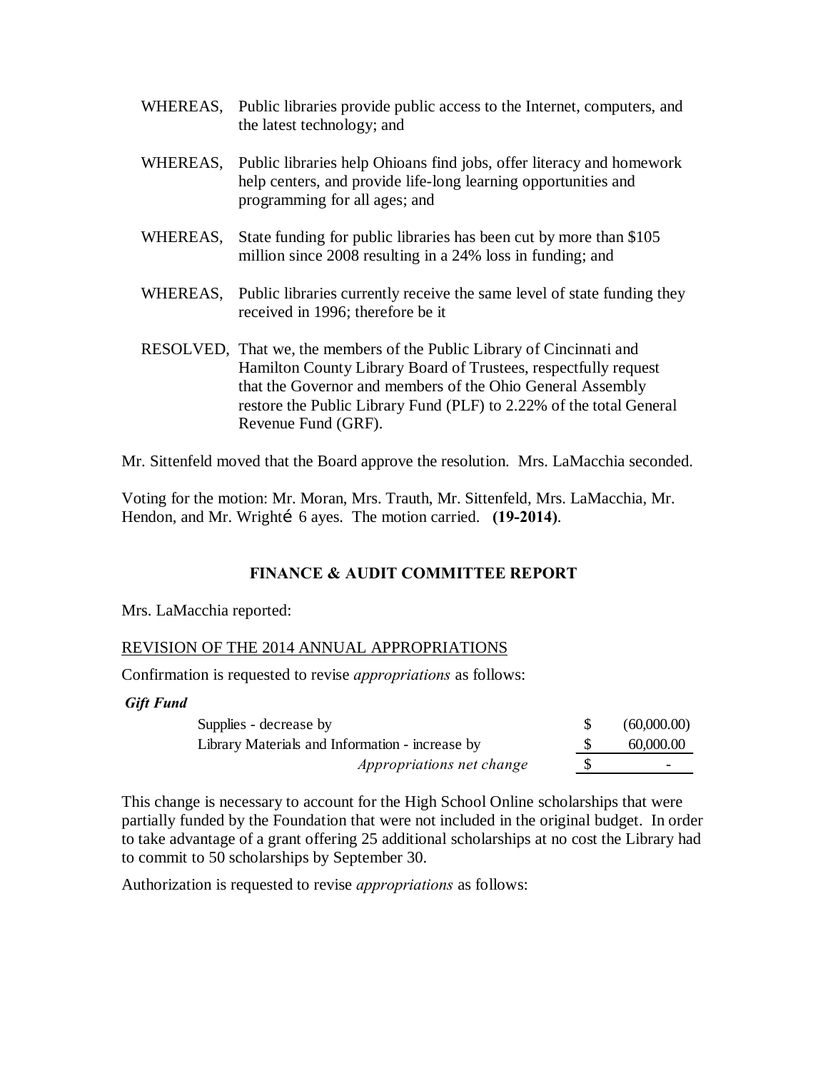WHEREAS, Public libraries provide public access to the Internet, computers, and the latest technology; and

WHEREAS, Public libraries help Ohioans find jobs, offer literacy and homework help centers, and provide life-long learning opportunities and programming for all ages; and

WHEREAS, State funding for public libraries has been cut by more than $105 million since 2008 resulting in a 24% loss in funding; and

WHEREAS, Public libraries currently receive the same level of state funding they received in 1996; therefore be it

RESOLVED, That we, the members of the Public Library of Cincinnati and Hamilton County Library Board of Trustees, respectfully request that the Governor and members of the Ohio General Assembly restore the Public Library Fund (PLF) to 2.22% of the total General Revenue Fund (GRF).

Mr. Sittenfeld moved that the Board approve the resolution. Mrs. LaMacchia seconded.

Voting for the motion: Mr. Moran, Mrs. Trauth, Mr. Sittenfeld, Mrs. LaMacchia, Mr. Hendon, and Mr. Wrighté 6 ayes. The motion carried. **(19-2014)**.

## FINANCE & AUDIT COMMITTEE REPORT

Mrs. LaMacchia reported:

REVISION OF THE 2014 ANNUAL APPROPRIATIONS

Confirmation is requested to revise *appropriations* as follows:

***Gift Fund***

| | | |
|---|---|---|
| Supplies - decrease by | $ | (60,000.00) |
| Library Materials and Information - increase by | $ | 60,000.00 |
| *Appropriations net change* | $ | - |

This change is necessary to account for the High School Online scholarships that were partially funded by the Foundation that were not included in the original budget. In order to take advantage of a grant offering 25 additional scholarships at no cost the Library had to commit to 50 scholarships by September 30.

Authorization is requested to revise *appropriations* as follows: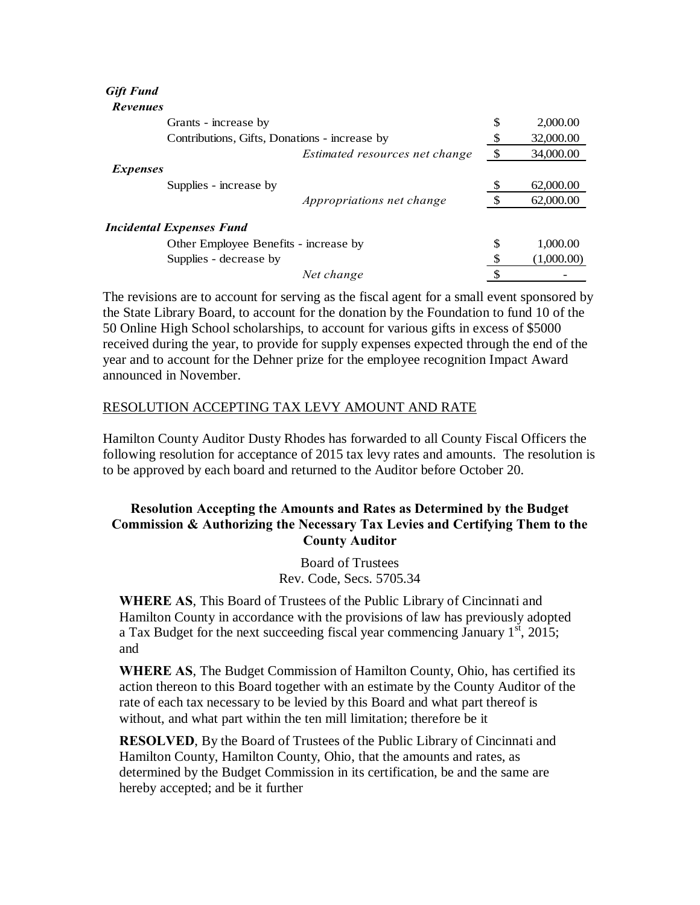***Gift Fund***

***Revenues***

| | | |
|---|---|---|
| Grants - increase by | $ | 2,000.00 |
| Contributions, Gifts, Donations - increase by | $ | 32,000.00 |
| *Estimated resources net change* | $ | 34,000.00 |

***Expenses***

| | | |
|---|---|---|
| Supplies - increase by | $ | 62,000.00 |
| *Appropriations net change* | $ | 62,000.00 |

***Incidental Expenses Fund***

| | | |
|---|---|---|
| Other Employee Benefits - increase by | $ | 1,000.00 |
| Supplies - decrease by | $ | (1,000.00) |
| *Net change* | $ | - |

The revisions are to account for serving as the fiscal agent for a small event sponsored by the State Library Board, to account for the donation by the Foundation to fund 10 of the 50 Online High School scholarships, to account for various gifts in excess of $5000 received during the year, to provide for supply expenses expected through the end of the year and to account for the Dehner prize for the employee recognition Impact Award announced in November.

RESOLUTION ACCEPTING TAX LEVY AMOUNT AND RATE

Hamilton County Auditor Dusty Rhodes has forwarded to all County Fiscal Officers the following resolution for acceptance of 2015 tax levy rates and amounts. The resolution is to be approved by each board and returned to the Auditor before October 20.

**Resolution Accepting the Amounts and Rates as Determined by the Budget Commission & Authorizing the Necessary Tax Levies and Certifying Them to the County Auditor**

Board of Trustees
Rev. Code, Secs. 5705.34

**WHERE AS**, This Board of Trustees of the Public Library of Cincinnati and Hamilton County in accordance with the provisions of law has previously adopted a Tax Budget for the next succeeding fiscal year commencing January 1st, 2015; and

**WHERE AS**, The Budget Commission of Hamilton County, Ohio, has certified its action thereon to this Board together with an estimate by the County Auditor of the rate of each tax necessary to be levied by this Board and what part thereof is without, and what part within the ten mill limitation; therefore be it

**RESOLVED**, By the Board of Trustees of the Public Library of Cincinnati and Hamilton County, Hamilton County, Ohio, that the amounts and rates, as determined by the Budget Commission in its certification, be and the same are hereby accepted; and be it further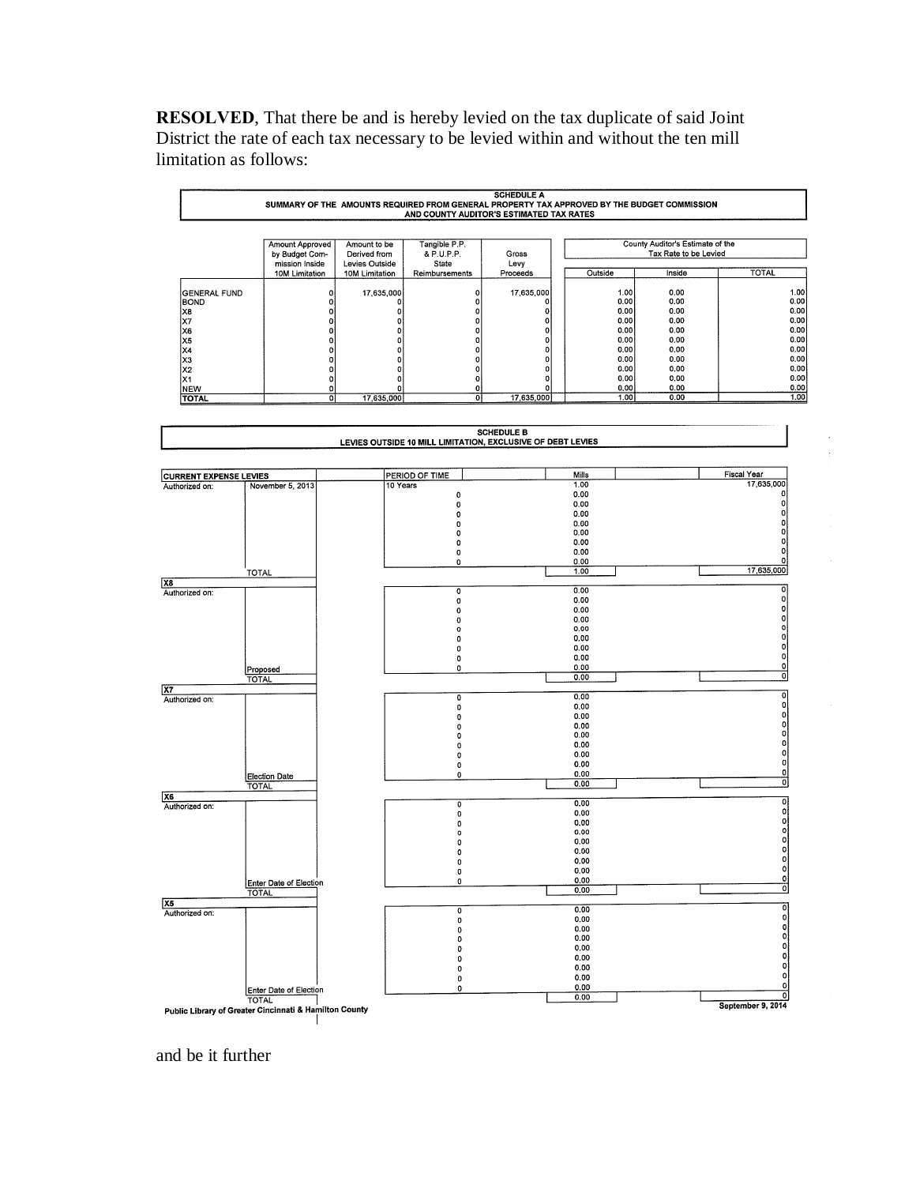**RESOLVED**, That there be and is hereby levied on the tax duplicate of said Joint District the rate of each tax necessary to be levied within and without the ten mill limitation as follows:

**SCHEDULE A**
**SUMMARY OF THE AMOUNTS REQUIRED FROM GENERAL PROPERTY TAX APPROVED BY THE BUDGET COMMISSION AND COUNTY AUDITOR'S ESTIMATED TAX RATES**

| | Amount Approved by Budget Commission Inside 10M Limitation | Amount to be Derived from Levies Outside 10M Limitation | Tangible P.P. & P.U.P.P. State Reimbursements | Gross Levy Proceeds | County Auditor's Estimate of the Tax Rate to be Levied | | |
|---|---|---|---|---|---|---|---|
| | | | | | Outside | Inside | TOTAL |
| GENERAL FUND | 0 | 17,635,000 | 0 | 17,635,000 | 1.00 | 0.00 | 1.00 |
| BOND | 0 | 0 | 0 | 0 | 0.00 | 0.00 | 0.00 |
| X8 | 0 | 0 | 0 | 0 | 0.00 | 0.00 | 0.00 |
| X7 | 0 | 0 | 0 | 0 | 0.00 | 0.00 | 0.00 |
| X6 | 0 | 0 | 0 | 0 | 0.00 | 0.00 | 0.00 |
| X5 | 0 | 0 | 0 | 0 | 0.00 | 0.00 | 0.00 |
| X4 | 0 | 0 | 0 | 0 | 0.00 | 0.00 | 0.00 |
| X3 | 0 | 0 | 0 | 0 | 0.00 | 0.00 | 0.00 |
| X2 | 0 | 0 | 0 | 0 | 0.00 | 0.00 | 0.00 |
| X1 | 0 | 0 | 0 | 0 | 0.00 | 0.00 | 0.00 |
| NEW | 0 | 0 | 0 | 0 | 0.00 | 0.00 | 0.00 |
| **TOTAL** | 0 | 17,635,000 | 0 | 17,635,000 | 1.00 | 0.00 | 1.00 |

**SCHEDULE B**
**LEVIES OUTSIDE 10 MILL LIMITATION, EXCLUSIVE OF DEBT LEVIES**

| CURRENT EXPENSE LEVIES | | PERIOD OF TIME | Mills | Fiscal Year |
|---|---|---|---|---|
| Authorized on: | November 5, 2013 | 10 Years | 1.00 | 17,635,000 |
| | | 0 | 0.00 | 0 |
| | | 0 | 0.00 | 0 |
| | | 0 | 0.00 | 0 |
| | | 0 | 0.00 | 0 |
| | | 0 | 0.00 | 0 |
| | | 0 | 0.00 | 0 |
| | | 0 | 0.00 | 0 |
| | | 0 | 0.00 | 0 |
| | TOTAL | | 1.00 | 17,635,000 |
| **X8** | | | | |
| Authorized on: | | 0 | 0.00 | 0 |
| | | 0 | 0.00 | 0 |
| | | 0 | 0.00 | 0 |
| | | 0 | 0.00 | 0 |
| | | 0 | 0.00 | 0 |
| | | 0 | 0.00 | 0 |
| | | 0 | 0.00 | 0 |
| | | 0 | 0.00 | 0 |
| | Proposed | 0 | 0.00 | 0 |
| | TOTAL | | 0.00 | 0 |
| **X7** | | | | |
| Authorized on: | | 0 | 0.00 | 0 |
| | | 0 | 0.00 | 0 |
| | | 0 | 0.00 | 0 |
| | | 0 | 0.00 | 0 |
| | | 0 | 0.00 | 0 |
| | | 0 | 0.00 | 0 |
| | | 0 | 0.00 | 0 |
| | | 0 | 0.00 | 0 |
| | Election Date | 0 | 0.00 | 0 |
| | TOTAL | | 0.00 | 0 |
| **X6** | | | | |
| Authorized on: | | 0 | 0.00 | 0 |
| | | 0 | 0.00 | 0 |
| | | 0 | 0.00 | 0 |
| | | 0 | 0.00 | 0 |
| | | 0 | 0.00 | 0 |
| | | 0 | 0.00 | 0 |
| | | 0 | 0.00 | 0 |
| | | 0 | 0.00 | 0 |
| | Enter Date of Election | 0 | 0.00 | 0 |
| | TOTAL | | 0.00 | 0 |
| **X5** | | | | |
| Authorized on: | | 0 | 0.00 | 0 |
| | | 0 | 0.00 | 0 |
| | | 0 | 0.00 | 0 |
| | | 0 | 0.00 | 0 |
| | | 0 | 0.00 | 0 |
| | | 0 | 0.00 | 0 |
| | | 0 | 0.00 | 0 |
| | | 0 | 0.00 | 0 |
| | Enter Date of Election | 0 | 0.00 | 0 |
| | TOTAL | | 0.00 | 0 |

Public Library of Greater Cincinnati & Hamilton County

September 9, 2014

and be it further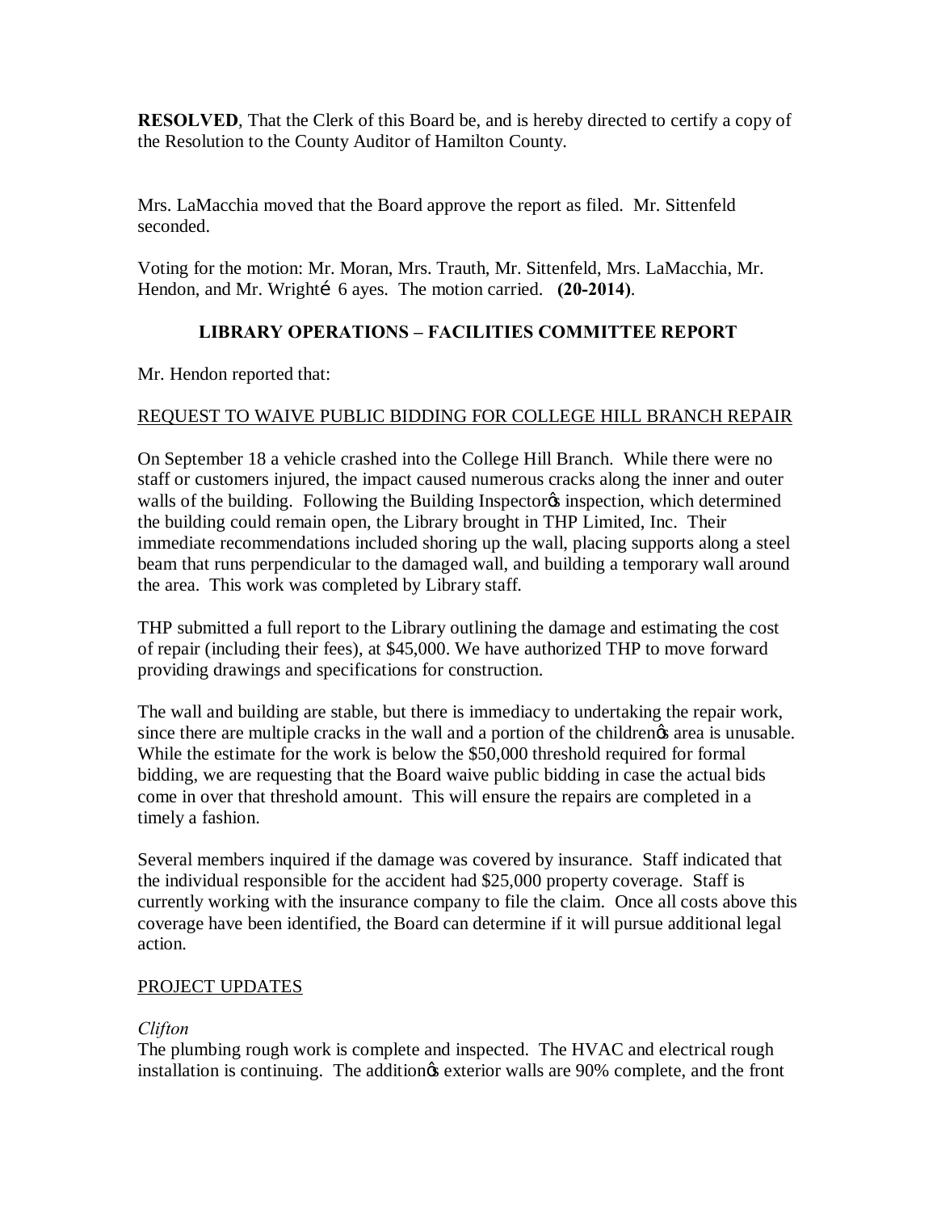**RESOLVED**, That the Clerk of this Board be, and is hereby directed to certify a copy of the Resolution to the County Auditor of Hamilton County.

Mrs. LaMacchia moved that the Board approve the report as filed. Mr. Sittenfeld seconded.

Voting for the motion: Mr. Moran, Mrs. Trauth, Mr. Sittenfeld, Mrs. LaMacchia, Mr. Hendon, and Mr. Wrightí 6 ayes. The motion carried. **(20-2014)**.

## LIBRARY OPERATIONS – FACILITIES COMMITTEE REPORT

Mr. Hendon reported that:

REQUEST TO WAIVE PUBLIC BIDDING FOR COLLEGE HILL BRANCH REPAIR

On September 18 a vehicle crashed into the College Hill Branch. While there were no staff or customers injured, the impact caused numerous cracks along the inner and outer walls of the building. Following the Building Inspectorøs inspection, which determined the building could remain open, the Library brought in THP Limited, Inc. Their immediate recommendations included shoring up the wall, placing supports along a steel beam that runs perpendicular to the damaged wall, and building a temporary wall around the area. This work was completed by Library staff.

THP submitted a full report to the Library outlining the damage and estimating the cost of repair (including their fees), at $45,000. We have authorized THP to move forward providing drawings and specifications for construction.

The wall and building are stable, but there is immediacy to undertaking the repair work, since there are multiple cracks in the wall and a portion of the childrenøs area is unusable. While the estimate for the work is below the $50,000 threshold required for formal bidding, we are requesting that the Board waive public bidding in case the actual bids come in over that threshold amount. This will ensure the repairs are completed in a timely a fashion.

Several members inquired if the damage was covered by insurance. Staff indicated that the individual responsible for the accident had $25,000 property coverage. Staff is currently working with the insurance company to file the claim. Once all costs above this coverage have been identified, the Board can determine if it will pursue additional legal action.

PROJECT UPDATES

*Clifton*
The plumbing rough work is complete and inspected. The HVAC and electrical rough installation is continuing. The additionøs exterior walls are 90% complete, and the front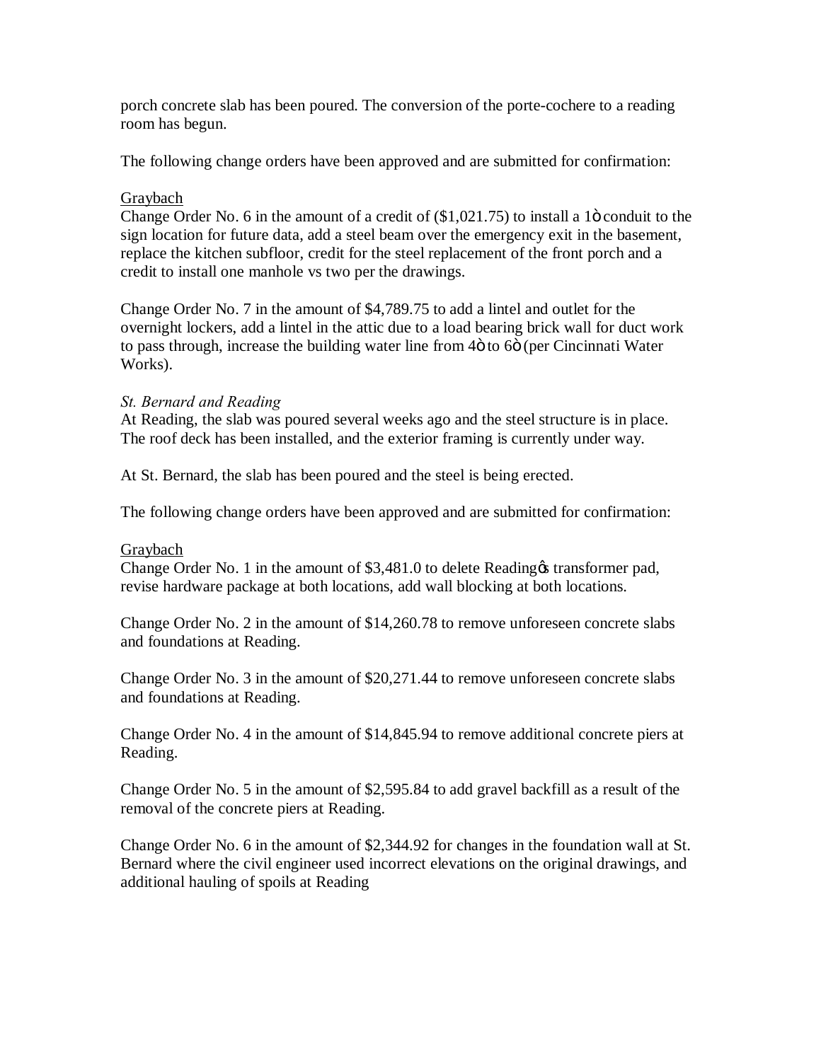porch concrete slab has been poured. The conversion of the porte-cochere to a reading room has begun.

The following change orders have been approved and are submitted for confirmation:

<u>Graybach</u>
Change Order No. 6 in the amount of a credit of ($1,021.75) to install a 1ö conduit to the sign location for future data, add a steel beam over the emergency exit in the basement, replace the kitchen subfloor, credit for the steel replacement of the front porch and a credit to install one manhole vs two per the drawings.

Change Order No. 7 in the amount of $4,789.75 to add a lintel and outlet for the overnight lockers, add a lintel in the attic due to a load bearing brick wall for duct work to pass through, increase the building water line from 4ö to 6ö (per Cincinnati Water Works).

*St. Bernard and Reading*
At Reading, the slab was poured several weeks ago and the steel structure is in place. The roof deck has been installed, and the exterior framing is currently under way.

At St. Bernard, the slab has been poured and the steel is being erected.

The following change orders have been approved and are submitted for confirmation:

<u>Graybach</u>
Change Order No. 1 in the amount of $3,481.0 to delete Readingŧs transformer pad, revise hardware package at both locations, add wall blocking at both locations.

Change Order No. 2 in the amount of $14,260.78 to remove unforeseen concrete slabs and foundations at Reading.

Change Order No. 3 in the amount of $20,271.44 to remove unforeseen concrete slabs and foundations at Reading.

Change Order No. 4 in the amount of $14,845.94 to remove additional concrete piers at Reading.

Change Order No. 5 in the amount of $2,595.84 to add gravel backfill as a result of the removal of the concrete piers at Reading.

Change Order No. 6 in the amount of $2,344.92 for changes in the foundation wall at St. Bernard where the civil engineer used incorrect elevations on the original drawings, and additional hauling of spoils at Reading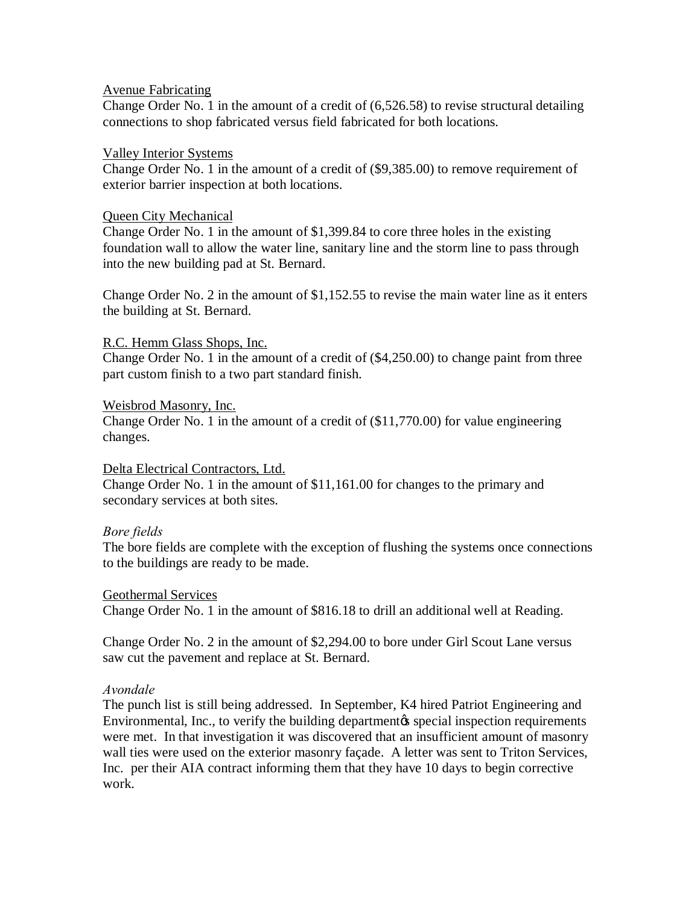Avenue Fabricating

Change Order No. 1 in the amount of a credit of (6,526.58) to revise structural detailing connections to shop fabricated versus field fabricated for both locations.

Valley Interior Systems

Change Order No. 1 in the amount of a credit of ($9,385.00) to remove requirement of exterior barrier inspection at both locations.

Queen City Mechanical

Change Order No. 1 in the amount of $1,399.84 to core three holes in the existing foundation wall to allow the water line, sanitary line and the storm line to pass through into the new building pad at St. Bernard.

Change Order No. 2 in the amount of $1,152.55 to revise the main water line as it enters the building at St. Bernard.

R.C. Hemm Glass Shops, Inc.

Change Order No. 1 in the amount of a credit of ($4,250.00) to change paint from three part custom finish to a two part standard finish.

Weisbrod Masonry, Inc.

Change Order No. 1 in the amount of a credit of ($11,770.00) for value engineering changes.

Delta Electrical Contractors, Ltd.

Change Order No. 1 in the amount of $11,161.00 for changes to the primary and secondary services at both sites.

*Bore fields*

The bore fields are complete with the exception of flushing the systems once connections to the buildings are ready to be made.

Geothermal Services

Change Order No. 1 in the amount of $816.18 to drill an additional well at Reading.

Change Order No. 2 in the amount of $2,294.00 to bore under Girl Scout Lane versus saw cut the pavement and replace at St. Bernard.

*Avondale*

The punch list is still being addressed. In September, K4 hired Patriot Engineering and Environmental, Inc., to verify the building department's special inspection requirements were met. In that investigation it was discovered that an insufficient amount of masonry wall ties were used on the exterior masonry façade. A letter was sent to Triton Services, Inc. per their AIA contract informing them that they have 10 days to begin corrective work.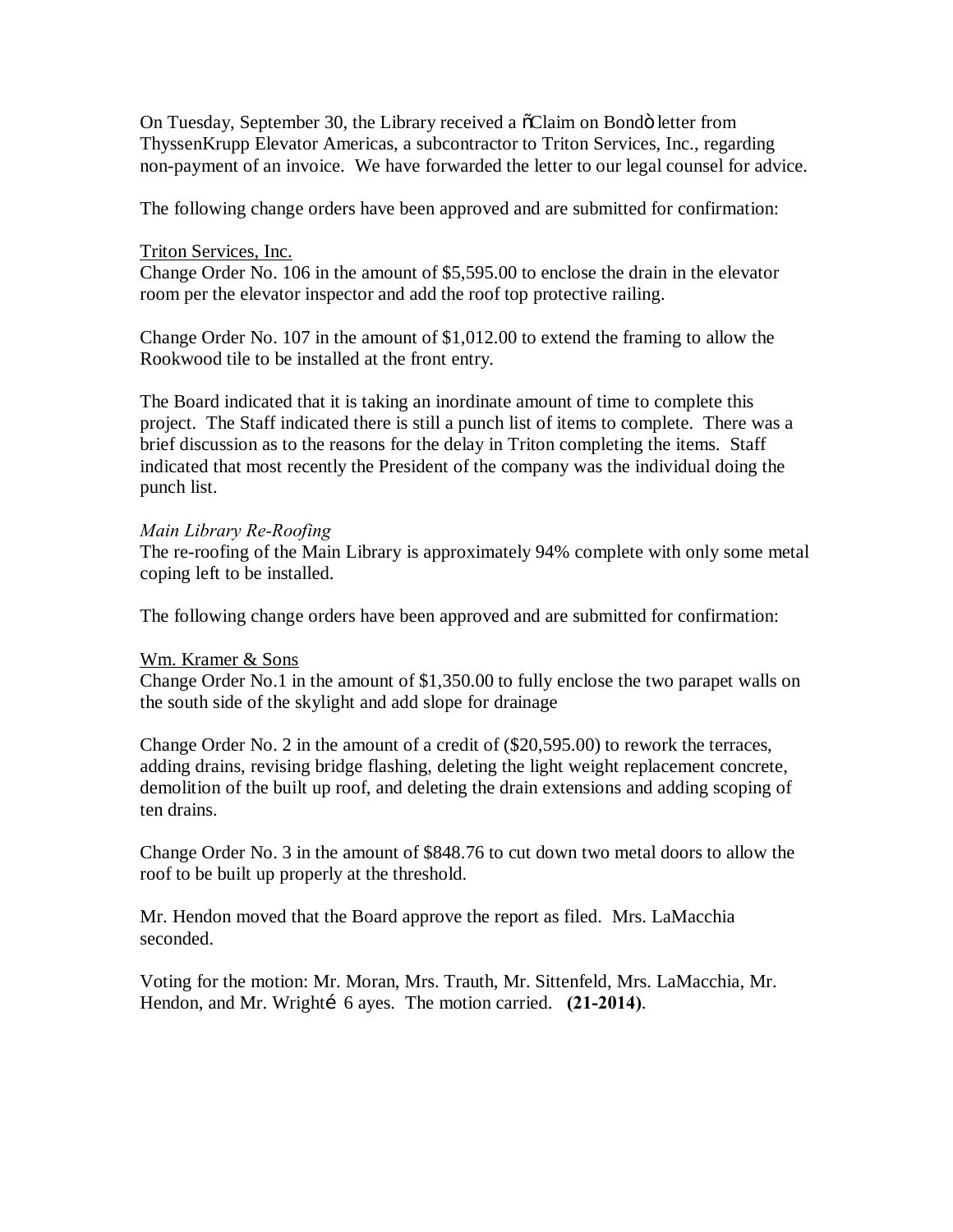On Tuesday, September 30, the Library received a "Claim on Bond" letter from ThyssenKrupp Elevator Americas, a subcontractor to Triton Services, Inc., regarding non-payment of an invoice. We have forwarded the letter to our legal counsel for advice.

The following change orders have been approved and are submitted for confirmation:

Triton Services, Inc.
Change Order No. 106 in the amount of $5,595.00 to enclose the drain in the elevator room per the elevator inspector and add the roof top protective railing.

Change Order No. 107 in the amount of $1,012.00 to extend the framing to allow the Rookwood tile to be installed at the front entry.

The Board indicated that it is taking an inordinate amount of time to complete this project. The Staff indicated there is still a punch list of items to complete. There was a brief discussion as to the reasons for the delay in Triton completing the items. Staff indicated that most recently the President of the company was the individual doing the punch list.

*Main Library Re-Roofing*
The re-roofing of the Main Library is approximately 94% complete with only some metal coping left to be installed.

The following change orders have been approved and are submitted for confirmation:

Wm. Kramer & Sons
Change Order No.1 in the amount of $1,350.00 to fully enclose the two parapet walls on the south side of the skylight and add slope for drainage

Change Order No. 2 in the amount of a credit of ($20,595.00) to rework the terraces, adding drains, revising bridge flashing, deleting the light weight replacement concrete, demolition of the built up roof, and deleting the drain extensions and adding scoping of ten drains.

Change Order No. 3 in the amount of $848.76 to cut down two metal doors to allow the roof to be built up properly at the threshold.

Mr. Hendon moved that the Board approve the report as filed. Mrs. LaMacchia seconded.

Voting for the motion: Mr. Moran, Mrs. Trauth, Mr. Sittenfeld, Mrs. LaMacchia, Mr. Hendon, and Mr. Wright… 6 ayes. The motion carried. **(21-2014)**.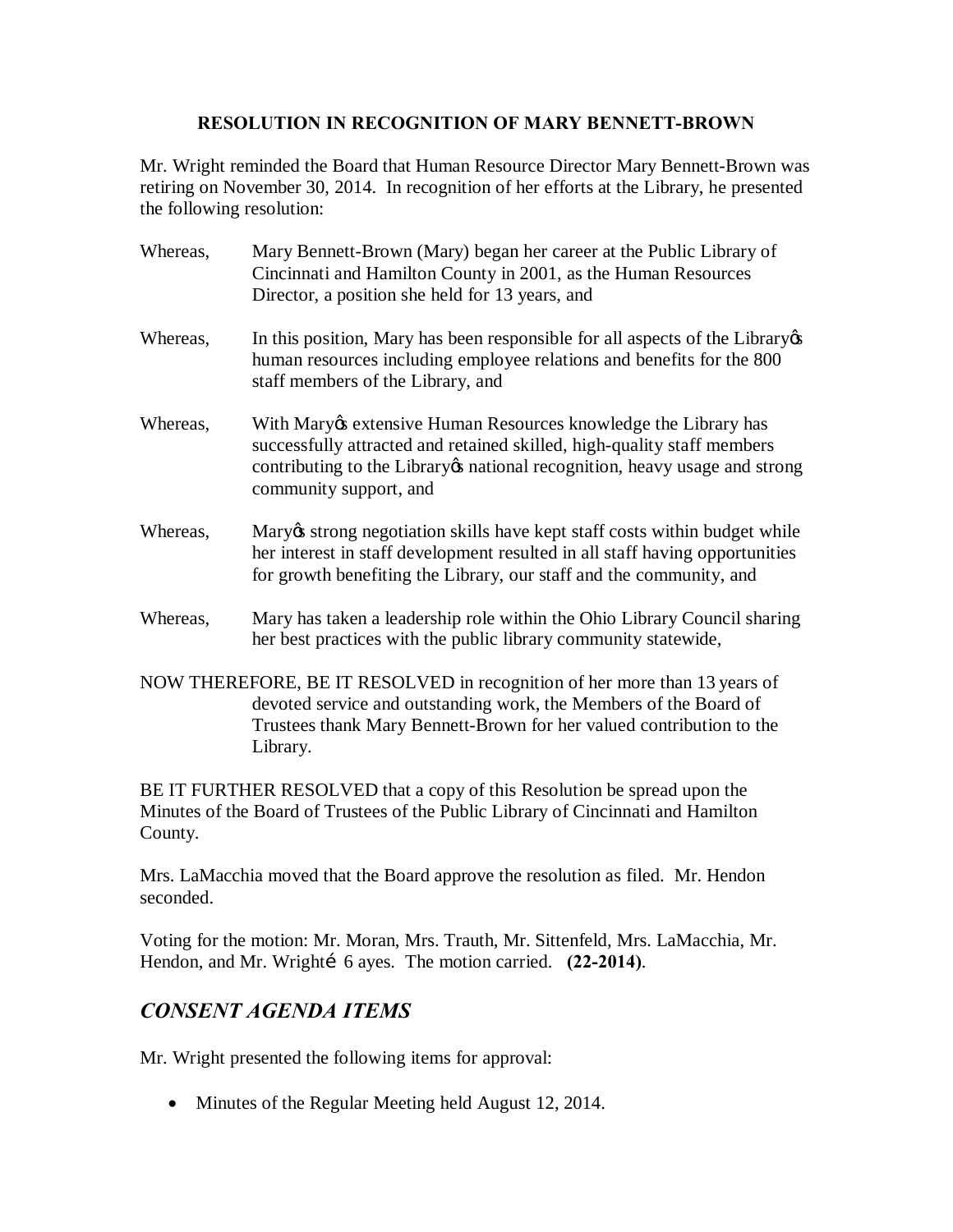**RESOLUTION IN RECOGNITION OF MARY BENNETT-BROWN**

Mr. Wright reminded the Board that Human Resource Director Mary Bennett-Brown was retiring on November 30, 2014. In recognition of her efforts at the Library, he presented the following resolution:

Whereas, Mary Bennett-Brown (Mary) began her career at the Public Library of Cincinnati and Hamilton County in 2001, as the Human Resources Director, a position she held for 13 years, and

Whereas, In this position, Mary has been responsible for all aspects of the Library's human resources including employee relations and benefits for the 800 staff members of the Library, and

Whereas, With Mary's extensive Human Resources knowledge the Library has successfully attracted and retained skilled, high-quality staff members contributing to the Library's national recognition, heavy usage and strong community support, and

Whereas, Mary's strong negotiation skills have kept staff costs within budget while her interest in staff development resulted in all staff having opportunities for growth benefiting the Library, our staff and the community, and

Whereas, Mary has taken a leadership role within the Ohio Library Council sharing her best practices with the public library community statewide,

NOW THEREFORE, BE IT RESOLVED in recognition of her more than 13 years of devoted service and outstanding work, the Members of the Board of Trustees thank Mary Bennett-Brown for her valued contribution to the Library.

BE IT FURTHER RESOLVED that a copy of this Resolution be spread upon the Minutes of the Board of Trustees of the Public Library of Cincinnati and Hamilton County.

Mrs. LaMacchia moved that the Board approve the resolution as filed. Mr. Hendon seconded.

Voting for the motion: Mr. Moran, Mrs. Trauth, Mr. Sittenfeld, Mrs. LaMacchia, Mr. Hendon, and Mr. Wright… 6 ayes. The motion carried. **(22-2014)**.

## *CONSENT AGENDA ITEMS*

Mr. Wright presented the following items for approval:

- Minutes of the Regular Meeting held August 12, 2014.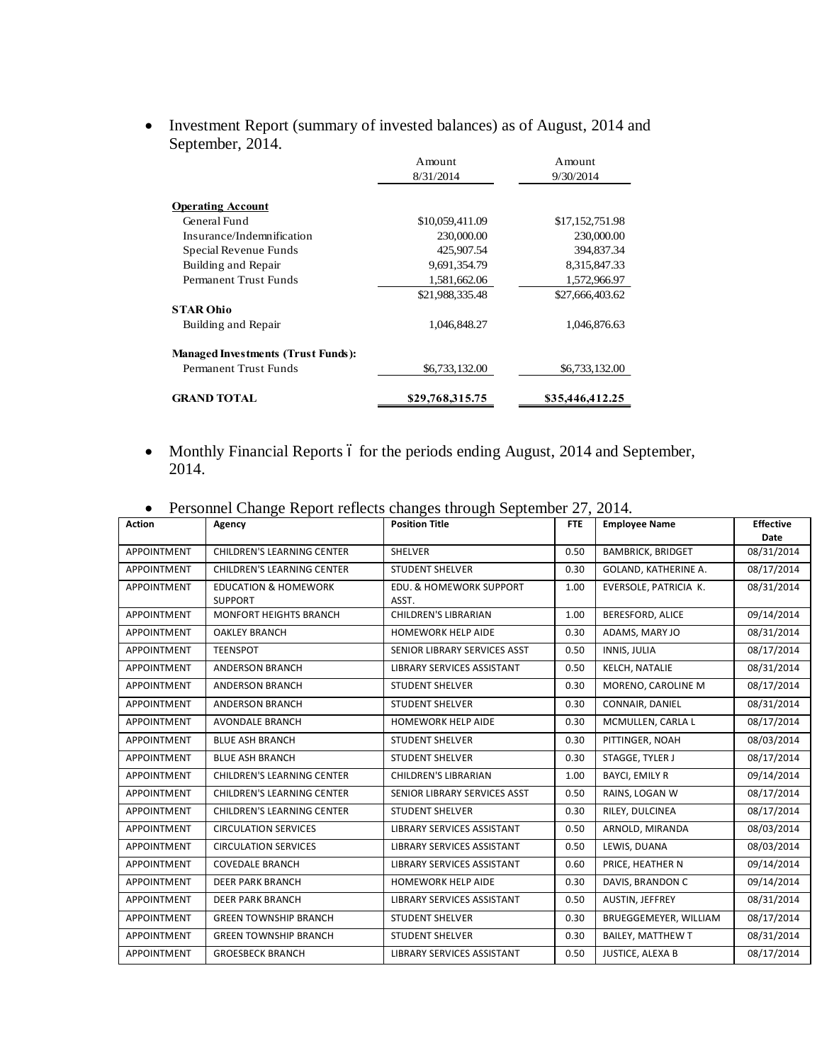- Investment Report (summary of invested balances) as of August, 2014 and September, 2014.

| | Amount 8/31/2014 | Amount 9/30/2014 |
|---|---|---|
| **Operating Account** | | |
| General Fund | $10,059,411.09 | $17,152,751.98 |
| Insurance/Indemnification | 230,000.00 | 230,000.00 |
| Special Revenue Funds | 425,907.54 | 394,837.34 |
| Building and Repair | 9,691,354.79 | 8,315,847.33 |
| Permanent Trust Funds | 1,581,662.06 | 1,572,966.97 |
| | $21,988,335.48 | $27,666,403.62 |
| **STAR Ohio** | | |
| Building and Repair | 1,046,848.27 | 1,046,876.63 |
| **Managed Investments (Trust Funds):** | | |
| Permanent Trust Funds | $6,733,132.00 | $6,733,132.00 |
| **GRAND TOTAL** | **$29,768,315.75** | **$35,446,412.25** |

- Monthly Financial Reports – for the periods ending August, 2014 and September, 2014.

- Personnel Change Report reflects changes through September 27, 2014.

| Action | Agency | Position Title | FTE | Employee Name | Effective Date |
|---|---|---|---|---|---|
| APPOINTMENT | CHILDREN'S LEARNING CENTER | SHELVER | 0.50 | BAMBRICK, BRIDGET | 08/31/2014 |
| APPOINTMENT | CHILDREN'S LEARNING CENTER | STUDENT SHELVER | 0.30 | GOLAND, KATHERINE A. | 08/17/2014 |
| APPOINTMENT | EDUCATION & HOMEWORK SUPPORT | EDU. & HOMEWORK SUPPORT ASST. | 1.00 | EVERSOLE, PATRICIA K. | 08/31/2014 |
| APPOINTMENT | MONFORT HEIGHTS BRANCH | CHILDREN'S LIBRARIAN | 1.00 | BERESFORD, ALICE | 09/14/2014 |
| APPOINTMENT | OAKLEY BRANCH | HOMEWORK HELP AIDE | 0.30 | ADAMS, MARY JO | 08/31/2014 |
| APPOINTMENT | TEENSPOT | SENIOR LIBRARY SERVICES ASST | 0.50 | INNIS, JULIA | 08/17/2014 |
| APPOINTMENT | ANDERSON BRANCH | LIBRARY SERVICES ASSISTANT | 0.50 | KELCH, NATALIE | 08/31/2014 |
| APPOINTMENT | ANDERSON BRANCH | STUDENT SHELVER | 0.30 | MORENO, CAROLINE M | 08/17/2014 |
| APPOINTMENT | ANDERSON BRANCH | STUDENT SHELVER | 0.30 | CONNAIR, DANIEL | 08/31/2014 |
| APPOINTMENT | AVONDALE BRANCH | HOMEWORK HELP AIDE | 0.30 | MCMULLEN, CARLA L | 08/17/2014 |
| APPOINTMENT | BLUE ASH BRANCH | STUDENT SHELVER | 0.30 | PITTINGER, NOAH | 08/03/2014 |
| APPOINTMENT | BLUE ASH BRANCH | STUDENT SHELVER | 0.30 | STAGGE, TYLER J | 08/17/2014 |
| APPOINTMENT | CHILDREN'S LEARNING CENTER | CHILDREN'S LIBRARIAN | 1.00 | BAYCI, EMILY R | 09/14/2014 |
| APPOINTMENT | CHILDREN'S LEARNING CENTER | SENIOR LIBRARY SERVICES ASST | 0.50 | RAINS, LOGAN W | 08/17/2014 |
| APPOINTMENT | CHILDREN'S LEARNING CENTER | STUDENT SHELVER | 0.30 | RILEY, DULCINEA | 08/17/2014 |
| APPOINTMENT | CIRCULATION SERVICES | LIBRARY SERVICES ASSISTANT | 0.50 | ARNOLD, MIRANDA | 08/03/2014 |
| APPOINTMENT | CIRCULATION SERVICES | LIBRARY SERVICES ASSISTANT | 0.50 | LEWIS, DUANA | 08/03/2014 |
| APPOINTMENT | COVEDALE BRANCH | LIBRARY SERVICES ASSISTANT | 0.60 | PRICE, HEATHER N | 09/14/2014 |
| APPOINTMENT | DEER PARK BRANCH | HOMEWORK HELP AIDE | 0.30 | DAVIS, BRANDON C | 09/14/2014 |
| APPOINTMENT | DEER PARK BRANCH | LIBRARY SERVICES ASSISTANT | 0.50 | AUSTIN, JEFFREY | 08/31/2014 |
| APPOINTMENT | GREEN TOWNSHIP BRANCH | STUDENT SHELVER | 0.30 | BRUEGGEMEYER, WILLIAM | 08/17/2014 |
| APPOINTMENT | GREEN TOWNSHIP BRANCH | STUDENT SHELVER | 0.30 | BAILEY, MATTHEW T | 08/31/2014 |
| APPOINTMENT | GROESBECK BRANCH | LIBRARY SERVICES ASSISTANT | 0.50 | JUSTICE, ALEXA B | 08/17/2014 |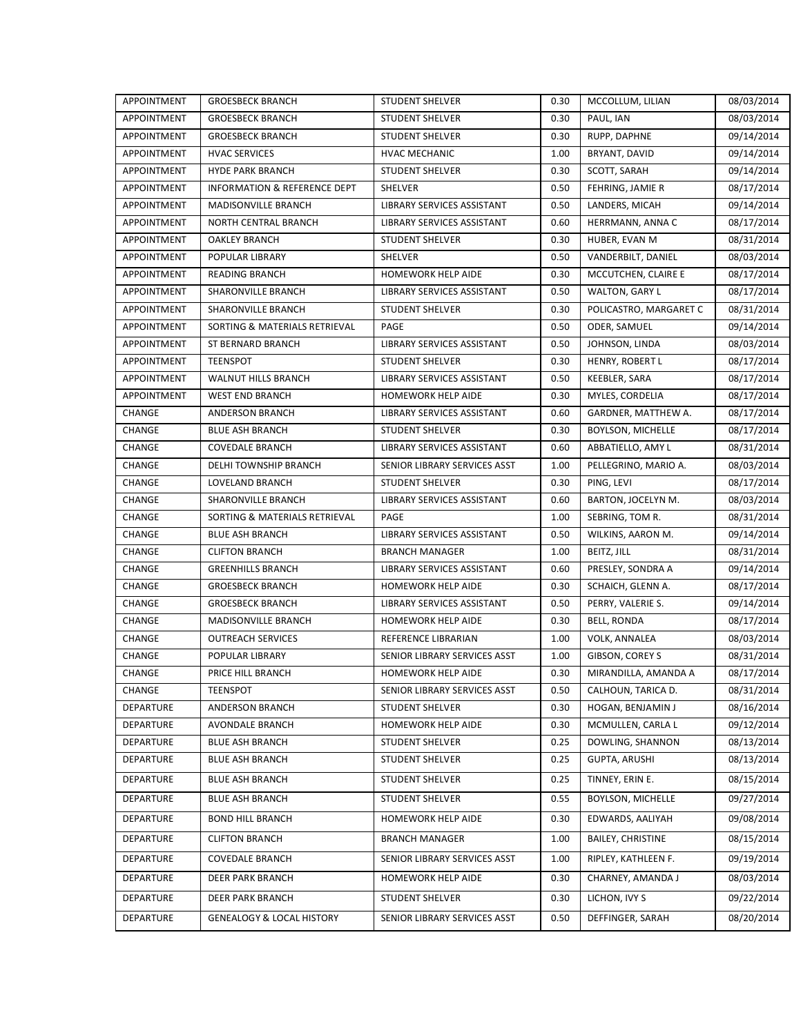| APPOINTMENT | GROESBECK BRANCH | STUDENT SHELVER | 0.30 | MCCOLLUM, LILIAN | 08/03/2014 |
|---|---|---|---|---|---|
| APPOINTMENT | GROESBECK BRANCH | STUDENT SHELVER | 0.30 | PAUL, IAN | 08/03/2014 |
| APPOINTMENT | GROESBECK BRANCH | STUDENT SHELVER | 0.30 | RUPP, DAPHNE | 09/14/2014 |
| APPOINTMENT | HVAC SERVICES | HVAC MECHANIC | 1.00 | BRYANT, DAVID | 09/14/2014 |
| APPOINTMENT | HYDE PARK BRANCH | STUDENT SHELVER | 0.30 | SCOTT, SARAH | 09/14/2014 |
| APPOINTMENT | INFORMATION & REFERENCE DEPT | SHELVER | 0.50 | FEHRING, JAMIE R | 08/17/2014 |
| APPOINTMENT | MADISONVILLE BRANCH | LIBRARY SERVICES ASSISTANT | 0.50 | LANDERS, MICAH | 09/14/2014 |
| APPOINTMENT | NORTH CENTRAL BRANCH | LIBRARY SERVICES ASSISTANT | 0.60 | HERRMANN, ANNA C | 08/17/2014 |
| APPOINTMENT | OAKLEY BRANCH | STUDENT SHELVER | 0.30 | HUBER, EVAN M | 08/31/2014 |
| APPOINTMENT | POPULAR LIBRARY | SHELVER | 0.50 | VANDERBILT, DANIEL | 08/03/2014 |
| APPOINTMENT | READING BRANCH | HOMEWORK HELP AIDE | 0.30 | MCCUTCHEN, CLAIRE E | 08/17/2014 |
| APPOINTMENT | SHARONVILLE BRANCH | LIBRARY SERVICES ASSISTANT | 0.50 | WALTON, GARY L | 08/17/2014 |
| APPOINTMENT | SHARONVILLE BRANCH | STUDENT SHELVER | 0.30 | POLICASTRO, MARGARET C | 08/31/2014 |
| APPOINTMENT | SORTING & MATERIALS RETRIEVAL | PAGE | 0.50 | ODER, SAMUEL | 09/14/2014 |
| APPOINTMENT | ST BERNARD BRANCH | LIBRARY SERVICES ASSISTANT | 0.50 | JOHNSON, LINDA | 08/03/2014 |
| APPOINTMENT | TEENSPOT | STUDENT SHELVER | 0.30 | HENRY, ROBERT L | 08/17/2014 |
| APPOINTMENT | WALNUT HILLS BRANCH | LIBRARY SERVICES ASSISTANT | 0.50 | KEEBLER, SARA | 08/17/2014 |
| APPOINTMENT | WEST END BRANCH | HOMEWORK HELP AIDE | 0.30 | MYLES, CORDELIA | 08/17/2014 |
| CHANGE | ANDERSON BRANCH | LIBRARY SERVICES ASSISTANT | 0.60 | GARDNER, MATTHEW A. | 08/17/2014 |
| CHANGE | BLUE ASH BRANCH | STUDENT SHELVER | 0.30 | BOYLSON, MICHELLE | 08/17/2014 |
| CHANGE | COVEDALE BRANCH | LIBRARY SERVICES ASSISTANT | 0.60 | ABBATIELLO, AMY L | 08/31/2014 |
| CHANGE | DELHI TOWNSHIP BRANCH | SENIOR LIBRARY SERVICES ASST | 1.00 | PELLEGRINO, MARIO A. | 08/03/2014 |
| CHANGE | LOVELAND BRANCH | STUDENT SHELVER | 0.30 | PING, LEVI | 08/17/2014 |
| CHANGE | SHARONVILLE BRANCH | LIBRARY SERVICES ASSISTANT | 0.60 | BARTON, JOCELYN M. | 08/03/2014 |
| CHANGE | SORTING & MATERIALS RETRIEVAL | PAGE | 1.00 | SEBRING, TOM R. | 08/31/2014 |
| CHANGE | BLUE ASH BRANCH | LIBRARY SERVICES ASSISTANT | 0.50 | WILKINS, AARON M. | 09/14/2014 |
| CHANGE | CLIFTON BRANCH | BRANCH MANAGER | 1.00 | BEITZ, JILL | 08/31/2014 |
| CHANGE | GREENHILLS BRANCH | LIBRARY SERVICES ASSISTANT | 0.60 | PRESLEY, SONDRA A | 09/14/2014 |
| CHANGE | GROESBECK BRANCH | HOMEWORK HELP AIDE | 0.30 | SCHAICH, GLENN A. | 08/17/2014 |
| CHANGE | GROESBECK BRANCH | LIBRARY SERVICES ASSISTANT | 0.50 | PERRY, VALERIE S. | 09/14/2014 |
| CHANGE | MADISONVILLE BRANCH | HOMEWORK HELP AIDE | 0.30 | BELL, RONDA | 08/17/2014 |
| CHANGE | OUTREACH SERVICES | REFERENCE LIBRARIAN | 1.00 | VOLK, ANNALEA | 08/03/2014 |
| CHANGE | POPULAR LIBRARY | SENIOR LIBRARY SERVICES ASST | 1.00 | GIBSON, COREY S | 08/31/2014 |
| CHANGE | PRICE HILL BRANCH | HOMEWORK HELP AIDE | 0.30 | MIRANDILLA, AMANDA A | 08/17/2014 |
| CHANGE | TEENSPOT | SENIOR LIBRARY SERVICES ASST | 0.50 | CALHOUN, TARICA D. | 08/31/2014 |
| DEPARTURE | ANDERSON BRANCH | STUDENT SHELVER | 0.30 | HOGAN, BENJAMIN J | 08/16/2014 |
| DEPARTURE | AVONDALE BRANCH | HOMEWORK HELP AIDE | 0.30 | MCMULLEN, CARLA L | 09/12/2014 |
| DEPARTURE | BLUE ASH BRANCH | STUDENT SHELVER | 0.25 | DOWLING, SHANNON | 08/13/2014 |
| DEPARTURE | BLUE ASH BRANCH | STUDENT SHELVER | 0.25 | GUPTA, ARUSHI | 08/13/2014 |
| DEPARTURE | BLUE ASH BRANCH | STUDENT SHELVER | 0.25 | TINNEY, ERIN E. | 08/15/2014 |
| DEPARTURE | BLUE ASH BRANCH | STUDENT SHELVER | 0.55 | BOYLSON, MICHELLE | 09/27/2014 |
| DEPARTURE | BOND HILL BRANCH | HOMEWORK HELP AIDE | 0.30 | EDWARDS, AALIYAH | 09/08/2014 |
| DEPARTURE | CLIFTON BRANCH | BRANCH MANAGER | 1.00 | BAILEY, CHRISTINE | 08/15/2014 |
| DEPARTURE | COVEDALE BRANCH | SENIOR LIBRARY SERVICES ASST | 1.00 | RIPLEY, KATHLEEN F. | 09/19/2014 |
| DEPARTURE | DEER PARK BRANCH | HOMEWORK HELP AIDE | 0.30 | CHARNEY, AMANDA J | 08/03/2014 |
| DEPARTURE | DEER PARK BRANCH | STUDENT SHELVER | 0.30 | LICHON, IVY S | 09/22/2014 |
| DEPARTURE | GENEALOGY & LOCAL HISTORY | SENIOR LIBRARY SERVICES ASST | 0.50 | DEFFINGER, SARAH | 08/20/2014 |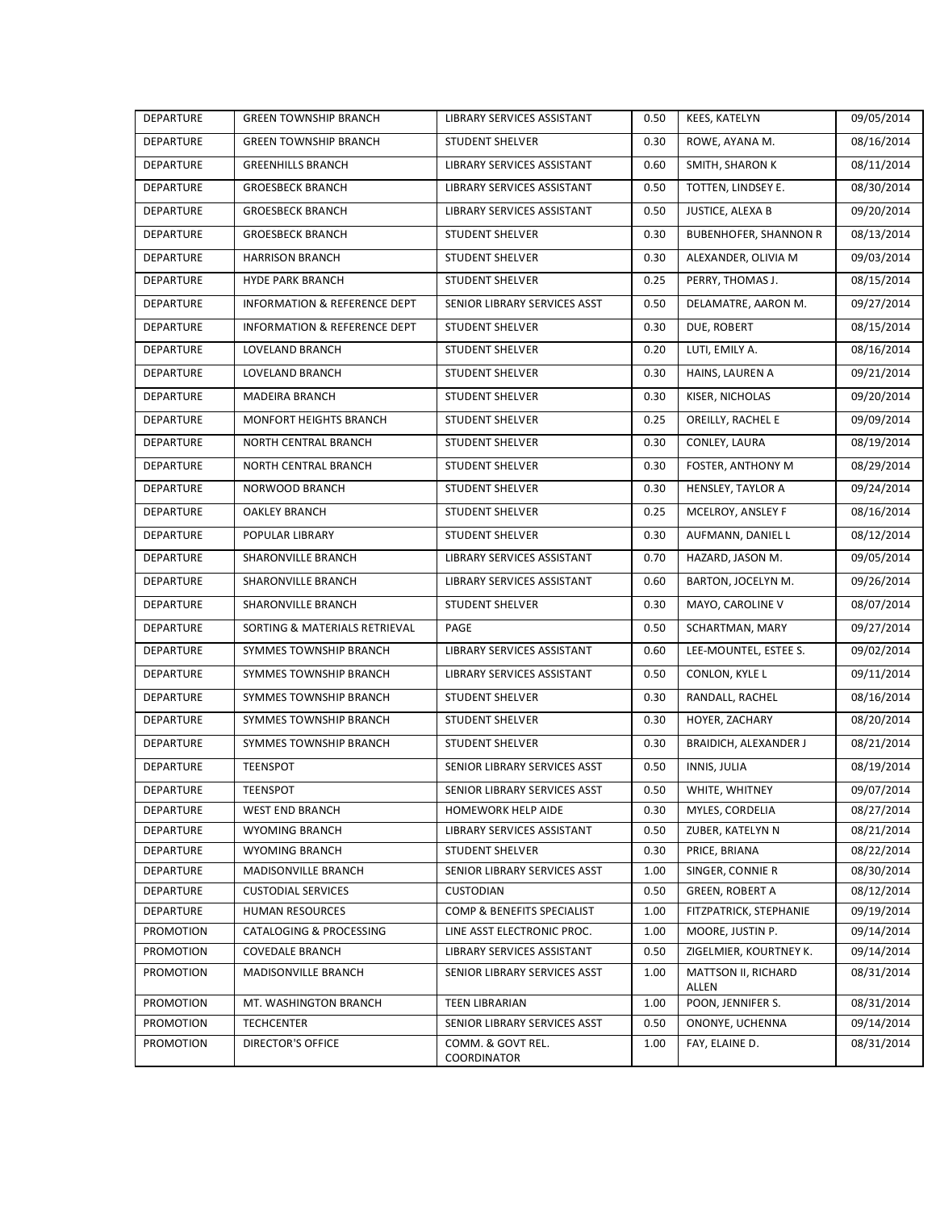| | | | | | |
|---|---|---|---|---|---|
| DEPARTURE | GREEN TOWNSHIP BRANCH | LIBRARY SERVICES ASSISTANT | 0.50 | KEES, KATELYN | 09/05/2014 |
| DEPARTURE | GREEN TOWNSHIP BRANCH | STUDENT SHELVER | 0.30 | ROWE, AYANA M. | 08/16/2014 |
| DEPARTURE | GREENHILLS BRANCH | LIBRARY SERVICES ASSISTANT | 0.60 | SMITH, SHARON K | 08/11/2014 |
| DEPARTURE | GROESBECK BRANCH | LIBRARY SERVICES ASSISTANT | 0.50 | TOTTEN, LINDSEY E. | 08/30/2014 |
| DEPARTURE | GROESBECK BRANCH | LIBRARY SERVICES ASSISTANT | 0.50 | JUSTICE, ALEXA B | 09/20/2014 |
| DEPARTURE | GROESBECK BRANCH | STUDENT SHELVER | 0.30 | BUBENHOFER, SHANNON R | 08/13/2014 |
| DEPARTURE | HARRISON BRANCH | STUDENT SHELVER | 0.30 | ALEXANDER, OLIVIA M | 09/03/2014 |
| DEPARTURE | HYDE PARK BRANCH | STUDENT SHELVER | 0.25 | PERRY, THOMAS J. | 08/15/2014 |
| DEPARTURE | INFORMATION & REFERENCE DEPT | SENIOR LIBRARY SERVICES ASST | 0.50 | DELAMATRE, AARON M. | 09/27/2014 |
| DEPARTURE | INFORMATION & REFERENCE DEPT | STUDENT SHELVER | 0.30 | DUE, ROBERT | 08/15/2014 |
| DEPARTURE | LOVELAND BRANCH | STUDENT SHELVER | 0.20 | LUTI, EMILY A. | 08/16/2014 |
| DEPARTURE | LOVELAND BRANCH | STUDENT SHELVER | 0.30 | HAINS, LAUREN A | 09/21/2014 |
| DEPARTURE | MADEIRA BRANCH | STUDENT SHELVER | 0.30 | KISER, NICHOLAS | 09/20/2014 |
| DEPARTURE | MONFORT HEIGHTS BRANCH | STUDENT SHELVER | 0.25 | OREILLY, RACHEL E | 09/09/2014 |
| DEPARTURE | NORTH CENTRAL BRANCH | STUDENT SHELVER | 0.30 | CONLEY, LAURA | 08/19/2014 |
| DEPARTURE | NORTH CENTRAL BRANCH | STUDENT SHELVER | 0.30 | FOSTER, ANTHONY M | 08/29/2014 |
| DEPARTURE | NORWOOD BRANCH | STUDENT SHELVER | 0.30 | HENSLEY, TAYLOR A | 09/24/2014 |
| DEPARTURE | OAKLEY BRANCH | STUDENT SHELVER | 0.25 | MCELROY, ANSLEY F | 08/16/2014 |
| DEPARTURE | POPULAR LIBRARY | STUDENT SHELVER | 0.30 | AUFMANN, DANIEL L | 08/12/2014 |
| DEPARTURE | SHARONVILLE BRANCH | LIBRARY SERVICES ASSISTANT | 0.70 | HAZARD, JASON M. | 09/05/2014 |
| DEPARTURE | SHARONVILLE BRANCH | LIBRARY SERVICES ASSISTANT | 0.60 | BARTON, JOCELYN M. | 09/26/2014 |
| DEPARTURE | SHARONVILLE BRANCH | STUDENT SHELVER | 0.30 | MAYO, CAROLINE V | 08/07/2014 |
| DEPARTURE | SORTING & MATERIALS RETRIEVAL | PAGE | 0.50 | SCHARTMAN, MARY | 09/27/2014 |
| DEPARTURE | SYMMES TOWNSHIP BRANCH | LIBRARY SERVICES ASSISTANT | 0.60 | LEE-MOUNTEL, ESTEE S. | 09/02/2014 |
| DEPARTURE | SYMMES TOWNSHIP BRANCH | LIBRARY SERVICES ASSISTANT | 0.50 | CONLON, KYLE L | 09/11/2014 |
| DEPARTURE | SYMMES TOWNSHIP BRANCH | STUDENT SHELVER | 0.30 | RANDALL, RACHEL | 08/16/2014 |
| DEPARTURE | SYMMES TOWNSHIP BRANCH | STUDENT SHELVER | 0.30 | HOYER, ZACHARY | 08/20/2014 |
| DEPARTURE | SYMMES TOWNSHIP BRANCH | STUDENT SHELVER | 0.30 | BRAIDICH, ALEXANDER J | 08/21/2014 |
| DEPARTURE | TEENSPOT | SENIOR LIBRARY SERVICES ASST | 0.50 | INNIS, JULIA | 08/19/2014 |
| DEPARTURE | TEENSPOT | SENIOR LIBRARY SERVICES ASST | 0.50 | WHITE, WHITNEY | 09/07/2014 |
| DEPARTURE | WEST END BRANCH | HOMEWORK HELP AIDE | 0.30 | MYLES, CORDELIA | 08/27/2014 |
| DEPARTURE | WYOMING BRANCH | LIBRARY SERVICES ASSISTANT | 0.50 | ZUBER, KATELYN N | 08/21/2014 |
| DEPARTURE | WYOMING BRANCH | STUDENT SHELVER | 0.30 | PRICE, BRIANA | 08/22/2014 |
| DEPARTURE | MADISONVILLE BRANCH | SENIOR LIBRARY SERVICES ASST | 1.00 | SINGER, CONNIE R | 08/30/2014 |
| DEPARTURE | CUSTODIAL SERVICES | CUSTODIAN | 0.50 | GREEN, ROBERT A | 08/12/2014 |
| DEPARTURE | HUMAN RESOURCES | COMP & BENEFITS SPECIALIST | 1.00 | FITZPATRICK, STEPHANIE | 09/19/2014 |
| PROMOTION | CATALOGING & PROCESSING | LINE ASST ELECTRONIC PROC. | 1.00 | MOORE, JUSTIN P. | 09/14/2014 |
| PROMOTION | COVEDALE BRANCH | LIBRARY SERVICES ASSISTANT | 0.50 | ZIGELMIER, KOURTNEY K. | 09/14/2014 |
| PROMOTION | MADISONVILLE BRANCH | SENIOR LIBRARY SERVICES ASST | 1.00 | MATTSON II, RICHARD ALLEN | 08/31/2014 |
| PROMOTION | MT. WASHINGTON BRANCH | TEEN LIBRARIAN | 1.00 | POON, JENNIFER S. | 08/31/2014 |
| PROMOTION | TECHCENTER | SENIOR LIBRARY SERVICES ASST | 0.50 | ONONYE, UCHENNA | 09/14/2014 |
| PROMOTION | DIRECTOR'S OFFICE | COMM. & GOVT REL. COORDINATOR | 1.00 | FAY, ELAINE D. | 08/31/2014 |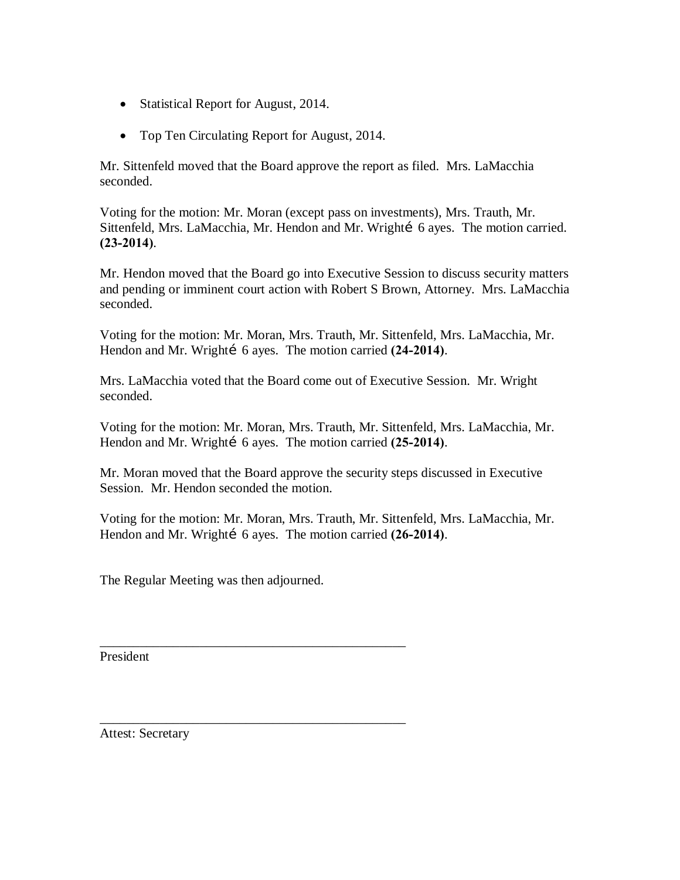- Statistical Report for August, 2014.
- Top Ten Circulating Report for August, 2014.

Mr. Sittenfeld moved that the Board approve the report as filed. Mrs. LaMacchia seconded.

Voting for the motion: Mr. Moran (except pass on investments), Mrs. Trauth, Mr. Sittenfeld, Mrs. LaMacchia, Mr. Hendon and Mr. Wrightí 6 ayes. The motion carried. **(23-2014)**.

Mr. Hendon moved that the Board go into Executive Session to discuss security matters and pending or imminent court action with Robert S Brown, Attorney. Mrs. LaMacchia seconded.

Voting for the motion: Mr. Moran, Mrs. Trauth, Mr. Sittenfeld, Mrs. LaMacchia, Mr. Hendon and Mr. Wrightí 6 ayes. The motion carried **(24-2014)**.

Mrs. LaMacchia voted that the Board come out of Executive Session. Mr. Wright seconded.

Voting for the motion: Mr. Moran, Mrs. Trauth, Mr. Sittenfeld, Mrs. LaMacchia, Mr. Hendon and Mr. Wrightí 6 ayes. The motion carried **(25-2014)**.

Mr. Moran moved that the Board approve the security steps discussed in Executive Session. Mr. Hendon seconded the motion.

Voting for the motion: Mr. Moran, Mrs. Trauth, Mr. Sittenfeld, Mrs. LaMacchia, Mr. Hendon and Mr. Wrightí 6 ayes. The motion carried **(26-2014)**.

The Regular Meeting was then adjourned.

\_\_\_\_\_\_\_\_\_\_\_\_\_\_\_\_\_\_\_\_\_\_\_\_\_\_\_\_\_\_\_\_\_\_\_\_\_\_\_\_\_\_\_\_\_\_

President

\_\_\_\_\_\_\_\_\_\_\_\_\_\_\_\_\_\_\_\_\_\_\_\_\_\_\_\_\_\_\_\_\_\_\_\_\_\_\_\_\_\_\_\_\_\_

Attest: Secretary